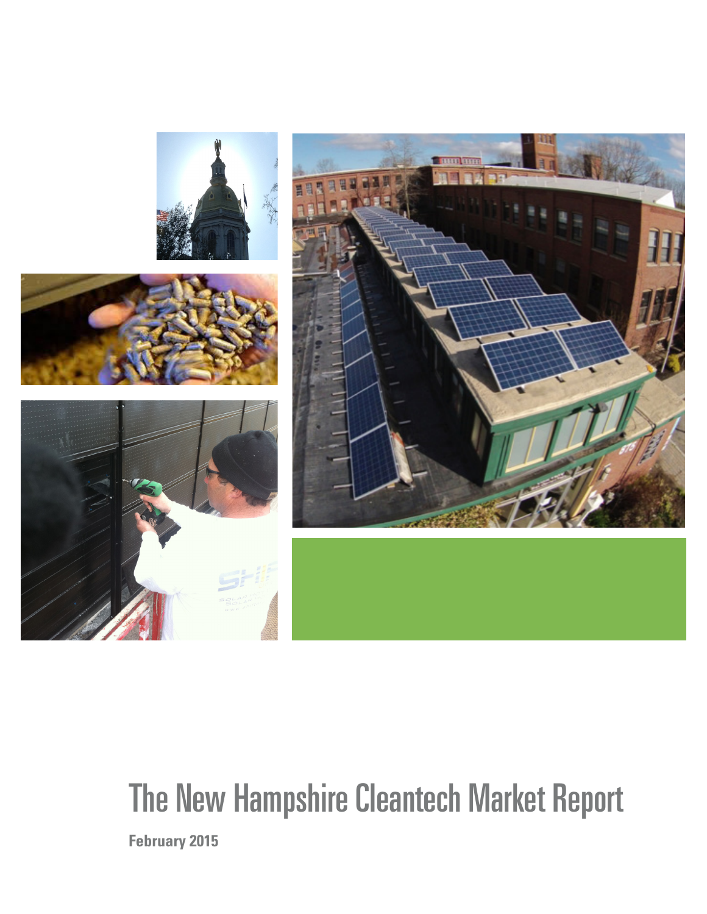# The New Hampshire Cleantech Market Report

**February 2015**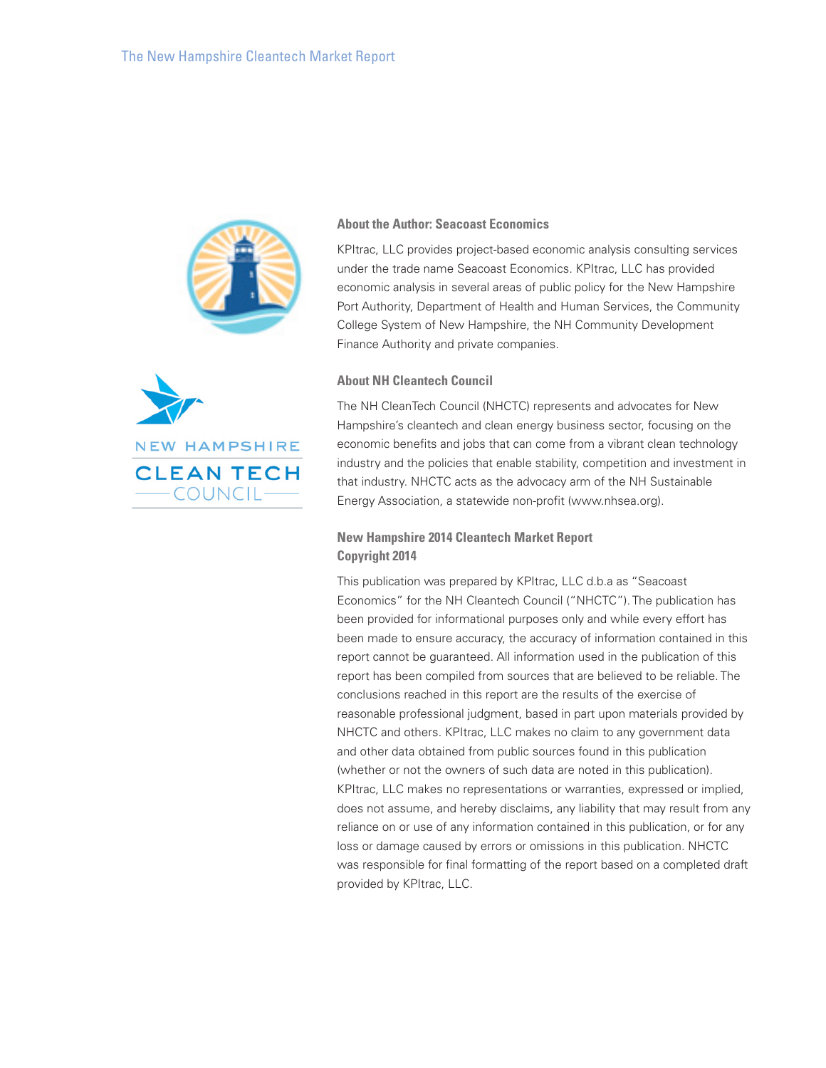### About the Author: Seacoast Economics

KPItrac, LLC provides project-based economic analysis consulting services under the trade name Seacoast Economics. KPItrac, LLC has provided economic analysis in several areas of public policy for the New Hampshire Port Authority, Department of Health and Human Services, the Community College System of New Hampshire, the NH Community Development Finance Authority and private companies.

### About NH Cleantech Council

The NH CleanTech Council (NHCTC) represents and advocates for New Hampshire's cleantech and clean energy business sector, focusing on the economic benefits and jobs that can come from a vibrant clean technology industry and the policies that enable stability, competition and investment in that industry. NHCTC acts as the advocacy arm of the NH Sustainable Energy Association, a statewide non-profit (www.nhsea.org).

### New Hampshire 2014 Cleantech Market Report
### Copyright 2014

This publication was prepared by KPItrac, LLC d.b.a as "Seacoast Economics" for the NH Cleantech Council ("NHCTC"). The publication has been provided for informational purposes only and while every effort has been made to ensure accuracy, the accuracy of information contained in this report cannot be guaranteed. All information used in the publication of this report has been compiled from sources that are believed to be reliable. The conclusions reached in this report are the results of the exercise of reasonable professional judgment, based in part upon materials provided by NHCTC and others. KPItrac, LLC makes no claim to any government data and other data obtained from public sources found in this publication (whether or not the owners of such data are noted in this publication). KPItrac, LLC makes no representations or warranties, expressed or implied, does not assume, and hereby disclaims, any liability that may result from any reliance on or use of any information contained in this publication, or for any loss or damage caused by errors or omissions in this publication. NHCTC was responsible for final formatting of the report based on a completed draft provided by KPItrac, LLC.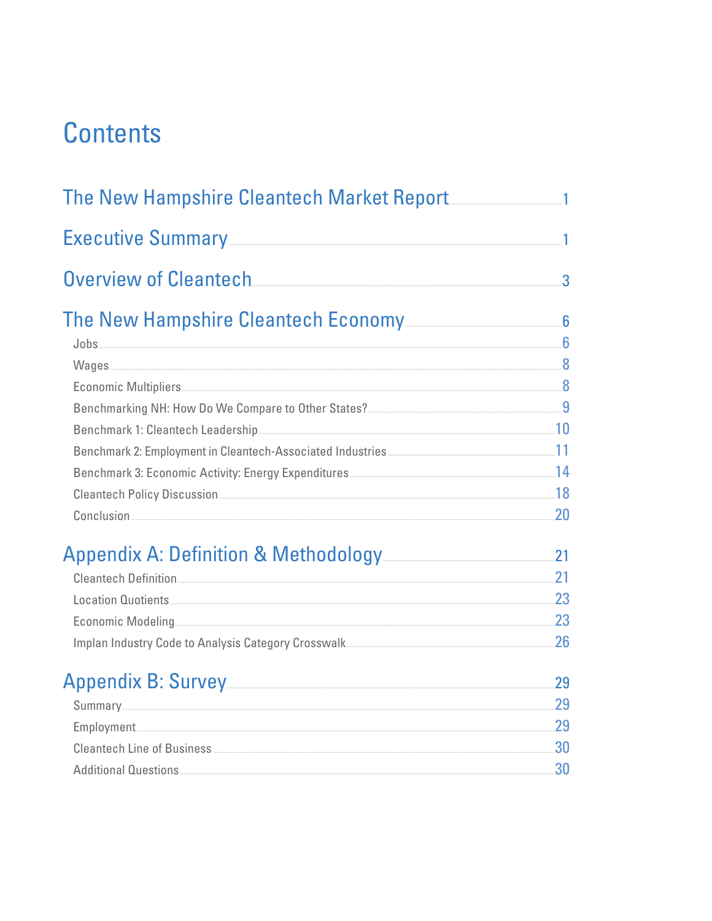# Contents

The New Hampshire Cleantech Market Report ..... 1

Executive Summary ..... 1

Overview of Cleantech ..... 3

The New Hampshire Cleantech Economy ..... 6

- Jobs ..... 6
- Wages ..... 8
- Economic Multipliers ..... 8
- Benchmarking NH: How Do We Compare to Other States? ..... 9
- Benchmark 1: Cleantech Leadership ..... 10
- Benchmark 2: Employment in Cleantech-Associated Industries ..... 11
- Benchmark 3: Economic Activity: Energy Expenditures ..... 14
- Cleantech Policy Discussion ..... 18
- Conclusion ..... 20

Appendix A: Definition & Methodology ..... 21

- Cleantech Definition ..... 21
- Location Quotients ..... 23
- Economic Modeling ..... 23
- Implan Industry Code to Analysis Category Crosswalk ..... 26

Appendix B: Survey ..... 29

- Summary ..... 29
- Employment ..... 29
- Cleantech Line of Business ..... 30
- Additional Questions ..... 30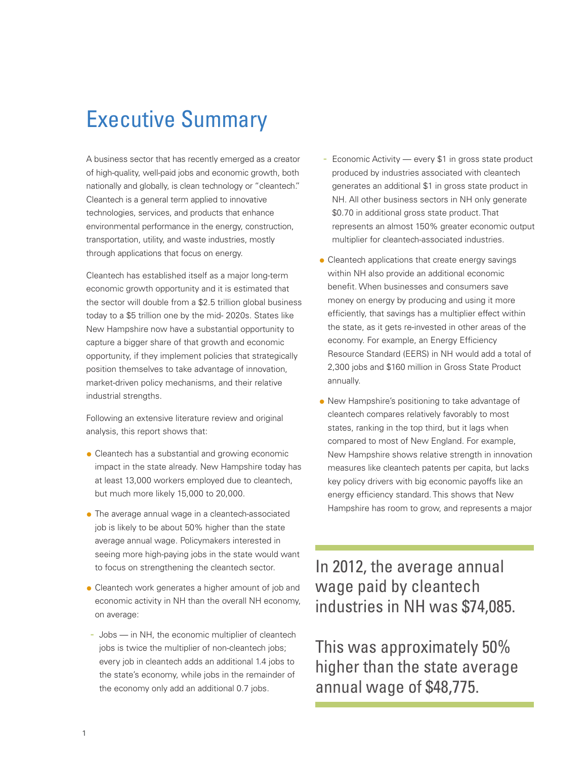# Executive Summary

A business sector that has recently emerged as a creator of high-quality, well-paid jobs and economic growth, both nationally and globally, is clean technology or "cleantech." Cleantech is a general term applied to innovative technologies, services, and products that enhance environmental performance in the energy, construction, transportation, utility, and waste industries, mostly through applications that focus on energy.

Cleantech has established itself as a major long-term economic growth opportunity and it is estimated that the sector will double from a $2.5 trillion global business today to a $5 trillion one by the mid- 2020s. States like New Hampshire now have a substantial opportunity to capture a bigger share of that growth and economic opportunity, if they implement policies that strategically position themselves to take advantage of innovation, market-driven policy mechanisms, and their relative industrial strengths.

Following an extensive literature review and original analysis, this report shows that:

- Cleantech has a substantial and growing economic impact in the state already. New Hampshire today has at least 13,000 workers employed due to cleantech, but much more likely 15,000 to 20,000.
- The average annual wage in a cleantech-associated job is likely to be about 50% higher than the state average annual wage. Policymakers interested in seeing more high-paying jobs in the state would want to focus on strengthening the cleantech sector.
- Cleantech work generates a higher amount of job and economic activity in NH than the overall NH economy, on average:
  - Jobs — in NH, the economic multiplier of cleantech jobs is twice the multiplier of non-cleantech jobs; every job in cleantech adds an additional 1.4 jobs to the state's economy, while jobs in the remainder of the economy only add an additional 0.7 jobs.
  - Economic Activity — every $1 in gross state product produced by industries associated with cleantech generates an additional $1 in gross state product in NH. All other business sectors in NH only generate $0.70 in additional gross state product. That represents an almost 150% greater economic output multiplier for cleantech-associated industries.
- Cleantech applications that create energy savings within NH also provide an additional economic benefit. When businesses and consumers save money on energy by producing and using it more efficiently, that savings has a multiplier effect within the state, as it gets re-invested in other areas of the economy. For example, an Energy Efficiency Resource Standard (EERS) in NH would add a total of 2,300 jobs and $160 million in Gross State Product annually.
- New Hampshire's positioning to take advantage of cleantech compares relatively favorably to most states, ranking in the top third, but it lags when compared to most of New England. For example, New Hampshire shows relative strength in innovation measures like cleantech patents per capita, but lacks key policy drivers with big economic payoffs like an energy efficiency standard. This shows that New Hampshire has room to grow, and represents a major

> In 2012, the average annual wage paid by cleantech industries in NH was $74,085.
>
> This was approximately 50% higher than the state average annual wage of $48,775.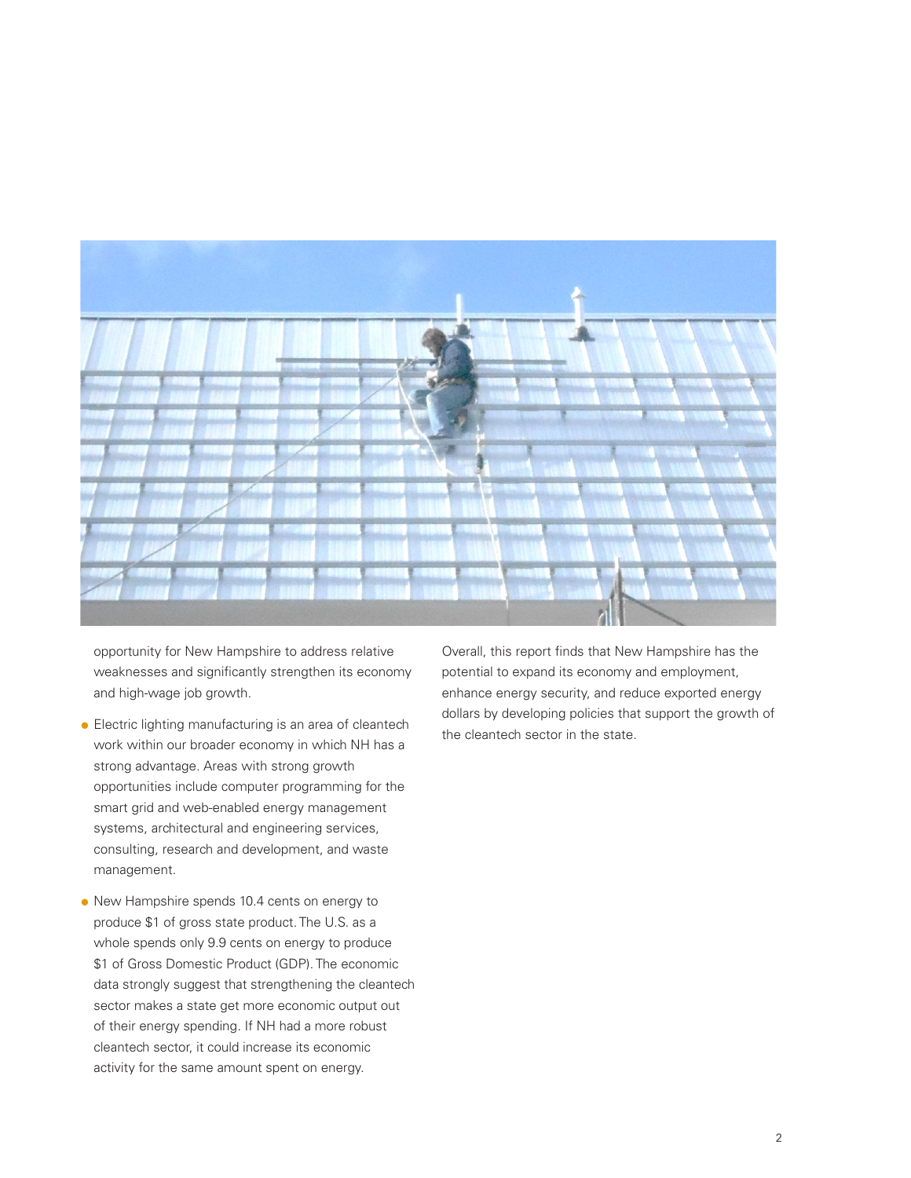opportunity for New Hampshire to address relative weaknesses and significantly strengthen its economy and high-wage job growth.

- Electric lighting manufacturing is an area of cleantech work within our broader economy in which NH has a strong advantage. Areas with strong growth opportunities include computer programming for the smart grid and web-enabled energy management systems, architectural and engineering services, consulting, research and development, and waste management.
- New Hampshire spends 10.4 cents on energy to produce $1 of gross state product. The U.S. as a whole spends only 9.9 cents on energy to produce $1 of Gross Domestic Product (GDP). The economic data strongly suggest that strengthening the cleantech sector makes a state get more economic output out of their energy spending. If NH had a more robust cleantech sector, it could increase its economic activity for the same amount spent on energy.

Overall, this report finds that New Hampshire has the potential to expand its economy and employment, enhance energy security, and reduce exported energy dollars by developing policies that support the growth of the cleantech sector in the state.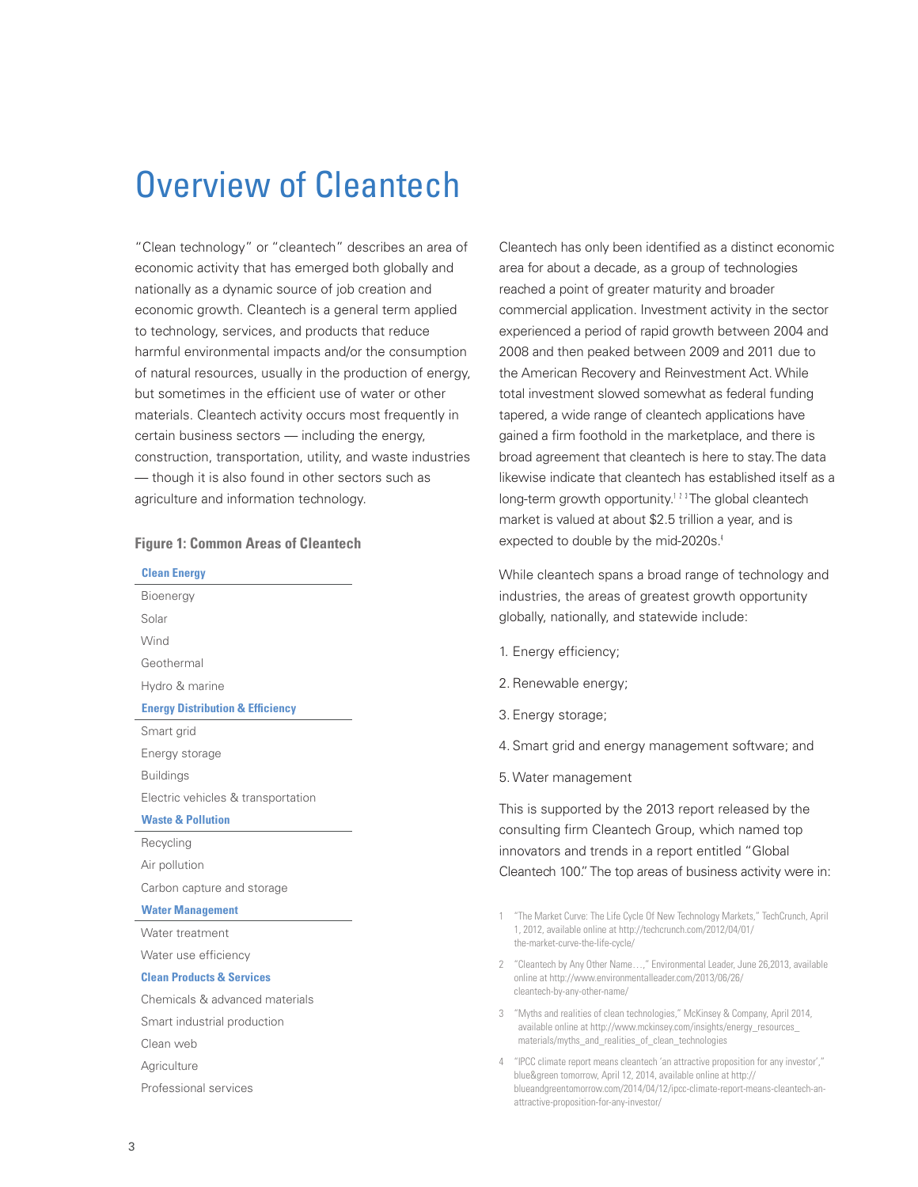# Overview of Cleantech

"Clean technology" or "cleantech" describes an area of economic activity that has emerged both globally and nationally as a dynamic source of job creation and economic growth. Cleantech is a general term applied to technology, services, and products that reduce harmful environmental impacts and/or the consumption of natural resources, usually in the production of energy, but sometimes in the efficient use of water or other materials. Cleantech activity occurs most frequently in certain business sectors — including the energy, construction, transportation, utility, and waste industries — though it is also found in other sectors such as agriculture and information technology.

**Figure 1: Common Areas of Cleantech**

| **Clean Energy** |
|---|
| Bioenergy |
| Solar |
| Wind |
| Geothermal |
| Hydro & marine |
| **Energy Distribution & Efficiency** |
| Smart grid |
| Energy storage |
| Buildings |
| Electric vehicles & transportation |
| **Waste & Pollution** |
| Recycling |
| Air pollution |
| Carbon capture and storage |
| **Water Management** |
| Water treatment |
| Water use efficiency |
| **Clean Products & Services** |
| Chemicals & advanced materials |
| Smart industrial production |
| Clean web |
| Agriculture |
| Professional services |

Cleantech has only been identified as a distinct economic area for about a decade, as a group of technologies reached a point of greater maturity and broader commercial application. Investment activity in the sector experienced a period of rapid growth between 2004 and 2008 and then peaked between 2009 and 2011 due to the American Recovery and Reinvestment Act. While total investment slowed somewhat as federal funding tapered, a wide range of cleantech applications have gained a firm foothold in the marketplace, and there is broad agreement that cleantech is here to stay. The data likewise indicate that cleantech has established itself as a long-term growth opportunity.[1 2 3] The global cleantech market is valued at about $2.5 trillion a year, and is expected to double by the mid-2020s.[4]

While cleantech spans a broad range of technology and industries, the areas of greatest growth opportunity globally, nationally, and statewide include:

1. Energy efficiency;
2. Renewable energy;
3. Energy storage;
4. Smart grid and energy management software; and
5. Water management

This is supported by the 2013 report released by the consulting firm Cleantech Group, which named top innovators and trends in a report entitled "Global Cleantech 100." The top areas of business activity were in:

1 "The Market Curve: The Life Cycle Of New Technology Markets," TechCrunch, April 1, 2012, available online at http://techcrunch.com/2012/04/01/the-market-curve-the-life-cycle/

2 "Cleantech by Any Other Name…," Environmental Leader, June 26,2013, available online at http://www.environmentalleader.com/2013/06/26/cleantech-by-any-other-name/

3 "Myths and realities of clean technologies," McKinsey & Company, April 2014, available online at http://www.mckinsey.com/insights/energy_resources_materials/myths_and_realities_of_clean_technologies

4 "IPCC climate report means cleantech 'an attractive proposition for any investor'," blue&green tomorrow, April 12, 2014, available online at http://blueandgreentomorrow.com/2014/04/12/ipcc-climate-report-means-cleantech-an-attractive-proposition-for-any-investor/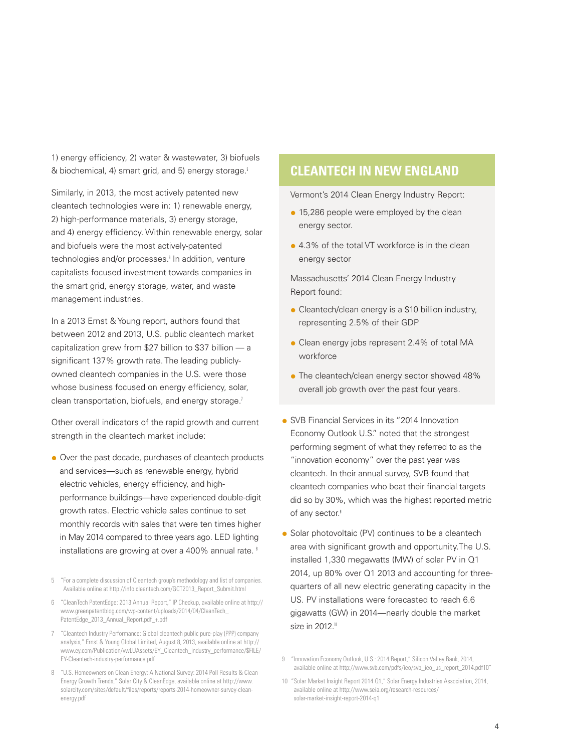1) energy efficiency, 2) water & wastewater, 3) biofuels & biochemical, 4) smart grid, and 5) energy storage.[5]

Similarly, in 2013, the most actively patented new cleantech technologies were in: 1) renewable energy, 2) high-performance materials, 3) energy storage, and 4) energy efficiency. Within renewable energy, solar and biofuels were the most actively-patented technologies and/or processes.[6] In addition, venture capitalists focused investment towards companies in the smart grid, energy storage, water, and waste management industries.

In a 2013 Ernst & Young report, authors found that between 2012 and 2013, U.S. public cleantech market capitalization grew from $27 billion to $37 billion — a significant 137% growth rate. The leading publicly-owned cleantech companies in the U.S. were those whose business focused on energy efficiency, solar, clean transportation, biofuels, and energy storage.[7]

Other overall indicators of the rapid growth and current strength in the cleantech market include:

- Over the past decade, purchases of cleantech products and services—such as renewable energy, hybrid electric vehicles, energy efficiency, and high-performance buildings—have experienced double-digit growth rates. Electric vehicle sales continue to set monthly records with sales that were ten times higher in May 2014 compared to three years ago. LED lighting installations are growing at over a 400% annual rate.[8]

## CLEANTECH IN NEW ENGLAND

Vermont's 2014 Clean Energy Industry Report:

- 15,286 people were employed by the clean energy sector.
- 4.3% of the total VT workforce is in the clean energy sector

Massachusetts' 2014 Clean Energy Industry Report found:

- Cleantech/clean energy is a $10 billion industry, representing 2.5% of their GDP
- Clean energy jobs represent 2.4% of total MA workforce
- The cleantech/clean energy sector showed 48% overall job growth over the past four years.

- SVB Financial Services in its "2014 Innovation Economy Outlook U.S." noted that the strongest performing segment of what they referred to as the "innovation economy" over the past year was cleantech. In their annual survey, SVB found that cleantech companies who beat their financial targets did so by 30%, which was the highest reported metric of any sector.[9]
- Solar photovoltaic (PV) continues to be a cleantech area with significant growth and opportunity.The U.S. installed 1,330 megawatts (MW) of solar PV in Q1 2014, up 80% over Q1 2013 and accounting for three-quarters of all new electric generating capacity in the US. PV installations were forecasted to reach 6.6 gigawatts (GW) in 2014—nearly double the market size in 2012.[10]

5 "For a complete discussion of Cleantech group's methodology and list of companies. Available online at http://info.cleantech.com/GCT2013_Report_Submit.html

6 "CleanTech PatentEdge: 2013 Annual Report," IP Checkup, available online at http://www.greenpatentblog.com/wp-content/uploads/2014/04/CleanTech_PatentEdge_2013_Annual_Report.pdf_+.pdf

7 "Cleantech Industry Performance: Global cleantech public pure-play (PPP) company analysis," Ernst & Young Global Limited, August 8, 2013, available online at http://www.ey.com/Publication/vwLUAssets/EY_Cleantech_industry_performance/$FILE/EY-Cleantech-industry-performance.pdf

8 "U.S. Homeowners on Clean Energy: A National Survey: 2014 Poll Results & Clean Energy Growth Trends," Solar City & CleanEdge, available online at http://www.solarcity.com/sites/default/files/reports/reports-2014-homeowner-survey-clean-energy.pdf

9 "Innovation Economy Outlook, U.S.: 2014 Report," Silicon Valley Bank, 2014, available online at http://www.svb.com/pdfs/ieo/svb_ieo_us_report_2014.pdf10"

10 "Solar Market Insight Report 2014 Q1," Solar Energy Industries Association, 2014, available online at http://www.seia.org/research-resources/solar-market-insight-report-2014-q1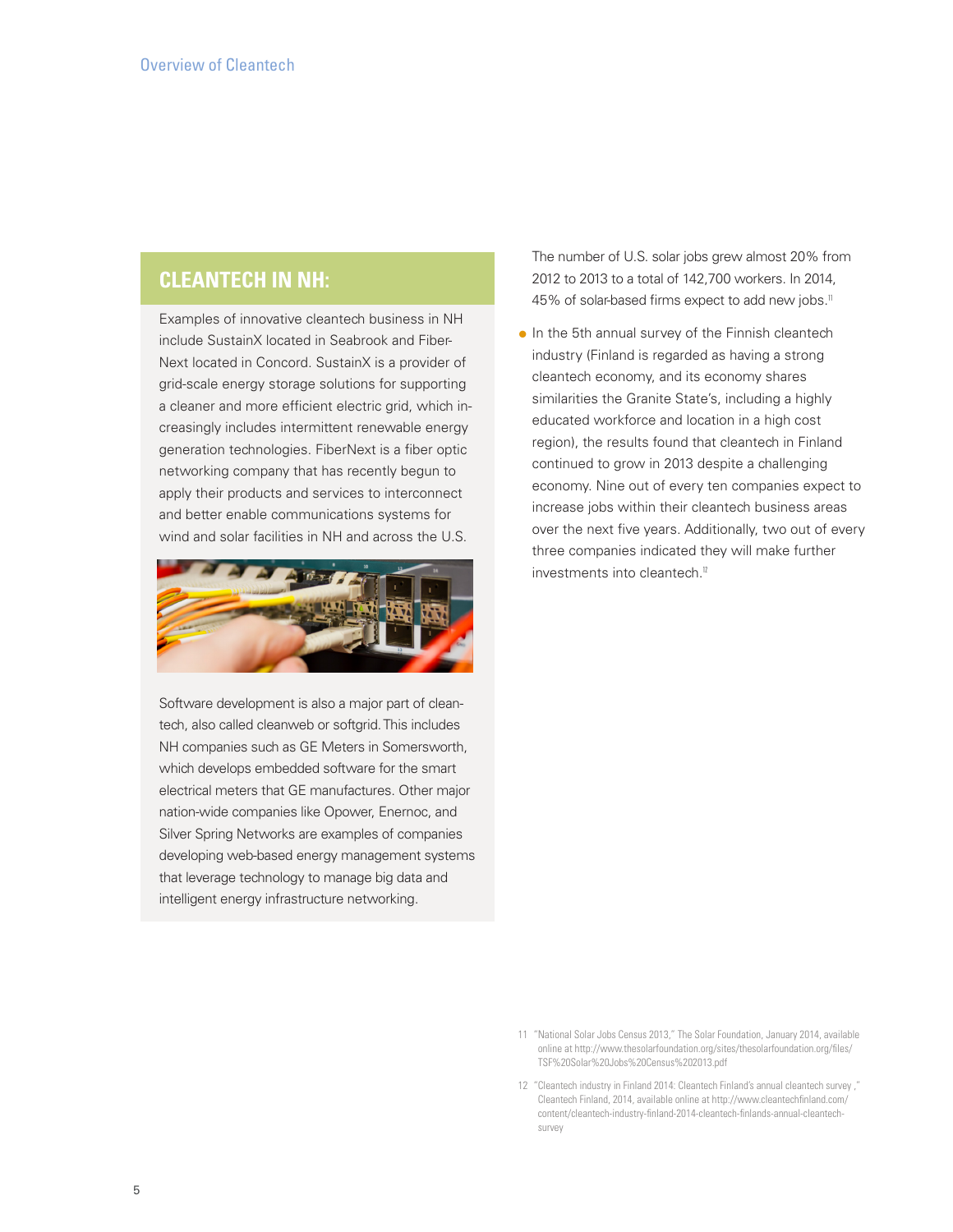## CLEANTECH IN NH:

Examples of innovative cleantech business in NH include SustainX located in Seabrook and FiberNext located in Concord. SustainX is a provider of grid-scale energy storage solutions for supporting a cleaner and more efficient electric grid, which increasingly includes intermittent renewable energy generation technologies. FiberNext is a fiber optic networking company that has recently begun to apply their products and services to interconnect and better enable communications systems for wind and solar facilities in NH and across the U.S.

Software development is also a major part of cleantech, also called cleanweb or softgrid. This includes NH companies such as GE Meters in Somersworth, which develops embedded software for the smart electrical meters that GE manufactures. Other major nation-wide companies like Opower, Enernoc, and Silver Spring Networks are examples of companies developing web-based energy management systems that leverage technology to manage big data and intelligent energy infrastructure networking.

The number of U.S. solar jobs grew almost 20% from 2012 to 2013 to a total of 142,700 workers. In 2014, 45% of solar-based firms expect to add new jobs.[11]

- In the 5th annual survey of the Finnish cleantech industry (Finland is regarded as having a strong cleantech economy, and its economy shares similarities the Granite State's, including a highly educated workforce and location in a high cost region), the results found that cleantech in Finland continued to grow in 2013 despite a challenging economy. Nine out of every ten companies expect to increase jobs within their cleantech business areas over the next five years. Additionally, two out of every three companies indicated they will make further investments into cleantech.[12]

11 "National Solar Jobs Census 2013," The Solar Foundation, January 2014, available online at http://www.thesolarfoundation.org/sites/thesolarfoundation.org/files/TSF%20Solar%20Jobs%20Census%202013.pdf

12 "Cleantech industry in Finland 2014: Cleantech Finland's annual cleantech survey ," Cleantech Finland, 2014, available online at http://www.cleantechfinland.com/content/cleantech-industry-finland-2014-cleantech-finlands-annual-cleantech-survey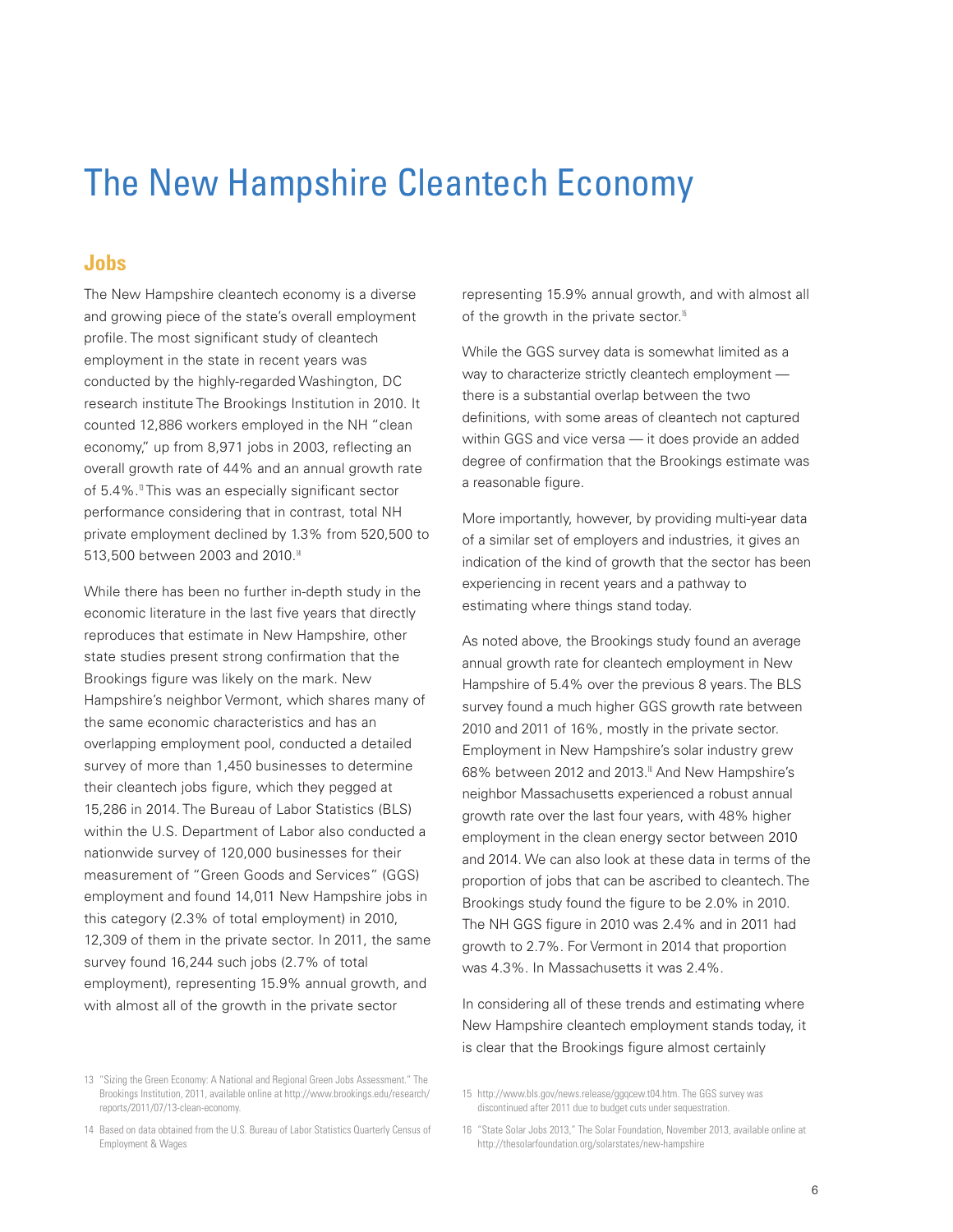# The New Hampshire Cleantech Economy

## Jobs

The New Hampshire cleantech economy is a diverse and growing piece of the state's overall employment profile. The most significant study of cleantech employment in the state in recent years was conducted by the highly-regarded Washington, DC research institute The Brookings Institution in 2010. It counted 12,886 workers employed in the NH "clean economy," up from 8,971 jobs in 2003, reflecting an overall growth rate of 44% and an annual growth rate of 5.4%.[13] This was an especially significant sector performance considering that in contrast, total NH private employment declined by 1.3% from 520,500 to 513,500 between 2003 and 2010.[14]

While there has been no further in-depth study in the economic literature in the last five years that directly reproduces that estimate in New Hampshire, other state studies present strong confirmation that the Brookings figure was likely on the mark. New Hampshire's neighbor Vermont, which shares many of the same economic characteristics and has an overlapping employment pool, conducted a detailed survey of more than 1,450 businesses to determine their cleantech jobs figure, which they pegged at 15,286 in 2014. The Bureau of Labor Statistics (BLS) within the U.S. Department of Labor also conducted a nationwide survey of 120,000 businesses for their measurement of "Green Goods and Services" (GGS) employment and found 14,011 New Hampshire jobs in this category (2.3% of total employment) in 2010, 12,309 of them in the private sector. In 2011, the same survey found 16,244 such jobs (2.7% of total employment), representing 15.9% annual growth, and with almost all of the growth in the private sector representing 15.9% annual growth, and with almost all of the growth in the private sector.[15]

While the GGS survey data is somewhat limited as a way to characterize strictly cleantech employment — there is a substantial overlap between the two definitions, with some areas of cleantech not captured within GGS and vice versa — it does provide an added degree of confirmation that the Brookings estimate was a reasonable figure.

More importantly, however, by providing multi-year data of a similar set of employers and industries, it gives an indication of the kind of growth that the sector has been experiencing in recent years and a pathway to estimating where things stand today.

As noted above, the Brookings study found an average annual growth rate for cleantech employment in New Hampshire of 5.4% over the previous 8 years. The BLS survey found a much higher GGS growth rate between 2010 and 2011 of 16%, mostly in the private sector. Employment in New Hampshire's solar industry grew 68% between 2012 and 2013.[16] And New Hampshire's neighbor Massachusetts experienced a robust annual growth rate over the last four years, with 48% higher employment in the clean energy sector between 2010 and 2014. We can also look at these data in terms of the proportion of jobs that can be ascribed to cleantech. The Brookings study found the figure to be 2.0% in 2010. The NH GGS figure in 2010 was 2.4% and in 2011 had growth to 2.7%. For Vermont in 2014 that proportion was 4.3%. In Massachusetts it was 2.4%.

In considering all of these trends and estimating where New Hampshire cleantech employment stands today, it is clear that the Brookings figure almost certainly

13 "Sizing the Green Economy: A National and Regional Green Jobs Assessment." The Brookings Institution, 2011, available online at http://www.brookings.edu/research/reports/2011/07/13-clean-economy.

14 Based on data obtained from the U.S. Bureau of Labor Statistics Quarterly Census of Employment & Wages

15 http://www.bls.gov/news.release/ggqcew.t04.htm. The GGS survey was discontinued after 2011 due to budget cuts under sequestration.

16 "State Solar Jobs 2013," The Solar Foundation, November 2013, available online at http://thesolarfoundation.org/solarstates/new-hampshire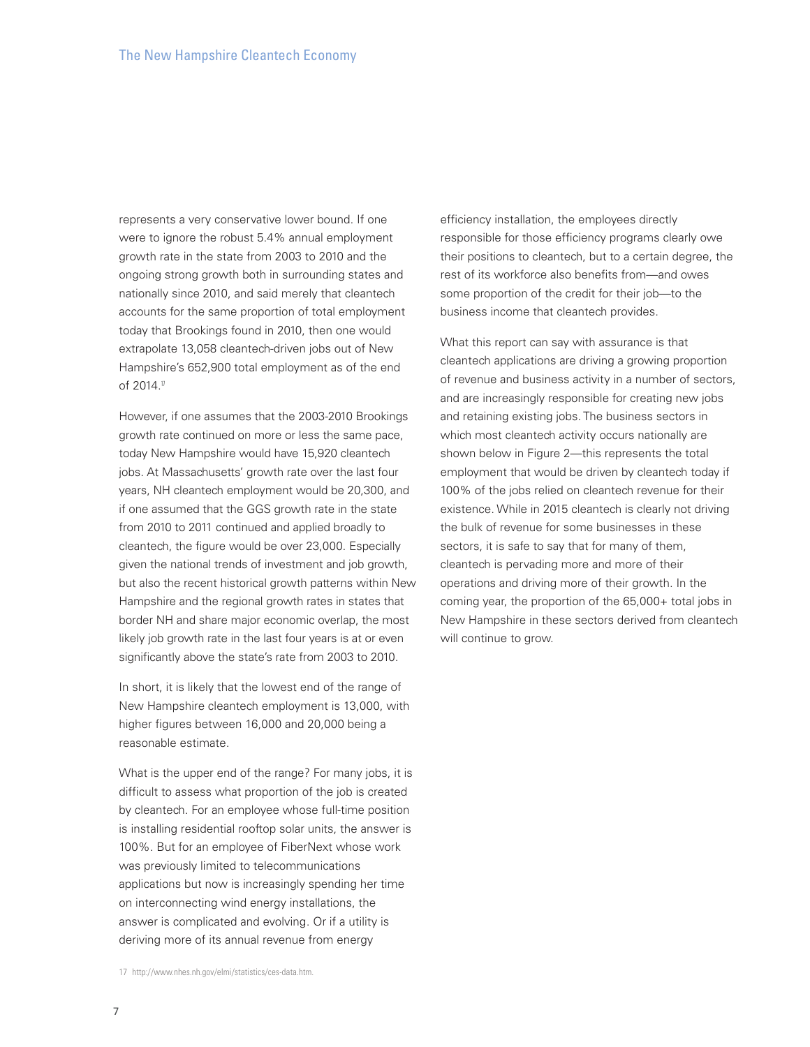represents a very conservative lower bound. If one were to ignore the robust 5.4% annual employment growth rate in the state from 2003 to 2010 and the ongoing strong growth both in surrounding states and nationally since 2010, and said merely that cleantech accounts for the same proportion of total employment today that Brookings found in 2010, then one would extrapolate 13,058 cleantech-driven jobs out of New Hampshire's 652,900 total employment as of the end of 2014.[17]

However, if one assumes that the 2003-2010 Brookings growth rate continued on more or less the same pace, today New Hampshire would have 15,920 cleantech jobs. At Massachusetts' growth rate over the last four years, NH cleantech employment would be 20,300, and if one assumed that the GGS growth rate in the state from 2010 to 2011 continued and applied broadly to cleantech, the figure would be over 23,000. Especially given the national trends of investment and job growth, but also the recent historical growth patterns within New Hampshire and the regional growth rates in states that border NH and share major economic overlap, the most likely job growth rate in the last four years is at or even significantly above the state's rate from 2003 to 2010.

In short, it is likely that the lowest end of the range of New Hampshire cleantech employment is 13,000, with higher figures between 16,000 and 20,000 being a reasonable estimate.

What is the upper end of the range? For many jobs, it is difficult to assess what proportion of the job is created by cleantech. For an employee whose full-time position is installing residential rooftop solar units, the answer is 100%. But for an employee of FiberNext whose work was previously limited to telecommunications applications but now is increasingly spending her time on interconnecting wind energy installations, the answer is complicated and evolving. Or if a utility is deriving more of its annual revenue from energy efficiency installation, the employees directly responsible for those efficiency programs clearly owe their positions to cleantech, but to a certain degree, the rest of its workforce also benefits from—and owes some proportion of the credit for their job—to the business income that cleantech provides.

What this report can say with assurance is that cleantech applications are driving a growing proportion of revenue and business activity in a number of sectors, and are increasingly responsible for creating new jobs and retaining existing jobs. The business sectors in which most cleantech activity occurs nationally are shown below in Figure 2—this represents the total employment that would be driven by cleantech today if 100% of the jobs relied on cleantech revenue for their existence. While in 2015 cleantech is clearly not driving the bulk of revenue for some businesses in these sectors, it is safe to say that for many of them, cleantech is pervading more and more of their operations and driving more of their growth. In the coming year, the proportion of the 65,000+ total jobs in New Hampshire in these sectors derived from cleantech will continue to grow.

17 http://www.nhes.nh.gov/elmi/statistics/ces-data.htm.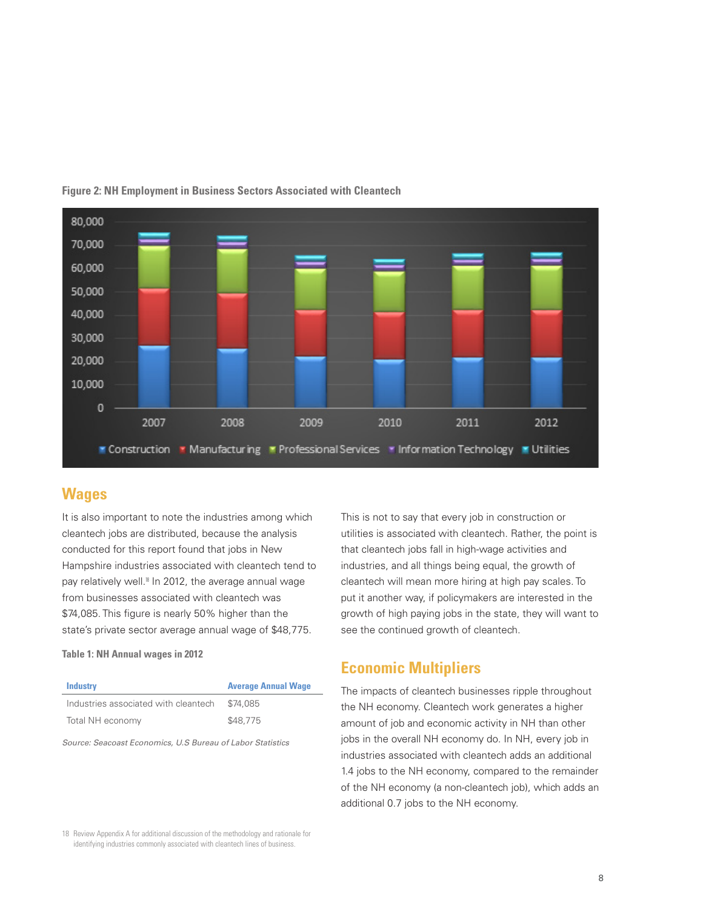**Figure 2: NH Employment in Business Sectors Associated with Cleantech**

## Wages

It is also important to note the industries among which cleantech jobs are distributed, because the analysis conducted for this report found that jobs in New Hampshire industries associated with cleantech tend to pay relatively well.[18] In 2012, the average annual wage from businesses associated with cleantech was $74,085. This figure is nearly 50% higher than the state's private sector average annual wage of $48,775.

**Table 1: NH Annual wages in 2012**

| Industry | Average Annual Wage |
|---|---|
| Industries associated with cleantech | $74,085 |
| Total NH economy | $48,775 |

*Source: Seacoast Economics, U.S Bureau of Labor Statistics*

This is not to say that every job in construction or utilities is associated with cleantech. Rather, the point is that cleantech jobs fall in high-wage activities and industries, and all things being equal, the growth of cleantech will mean more hiring at high pay scales. To put it another way, if policymakers are interested in the growth of high paying jobs in the state, they will want to see the continued growth of cleantech.

## Economic Multipliers

The impacts of cleantech businesses ripple throughout the NH economy. Cleantech work generates a higher amount of job and economic activity in NH than other jobs in the overall NH economy do. In NH, every job in industries associated with cleantech adds an additional 1.4 jobs to the NH economy, compared to the remainder of the NH economy (a non-cleantech job), which adds an additional 0.7 jobs to the NH economy.

18 Review Appendix A for additional discussion of the methodology and rationale for identifying industries commonly associated with cleantech lines of business.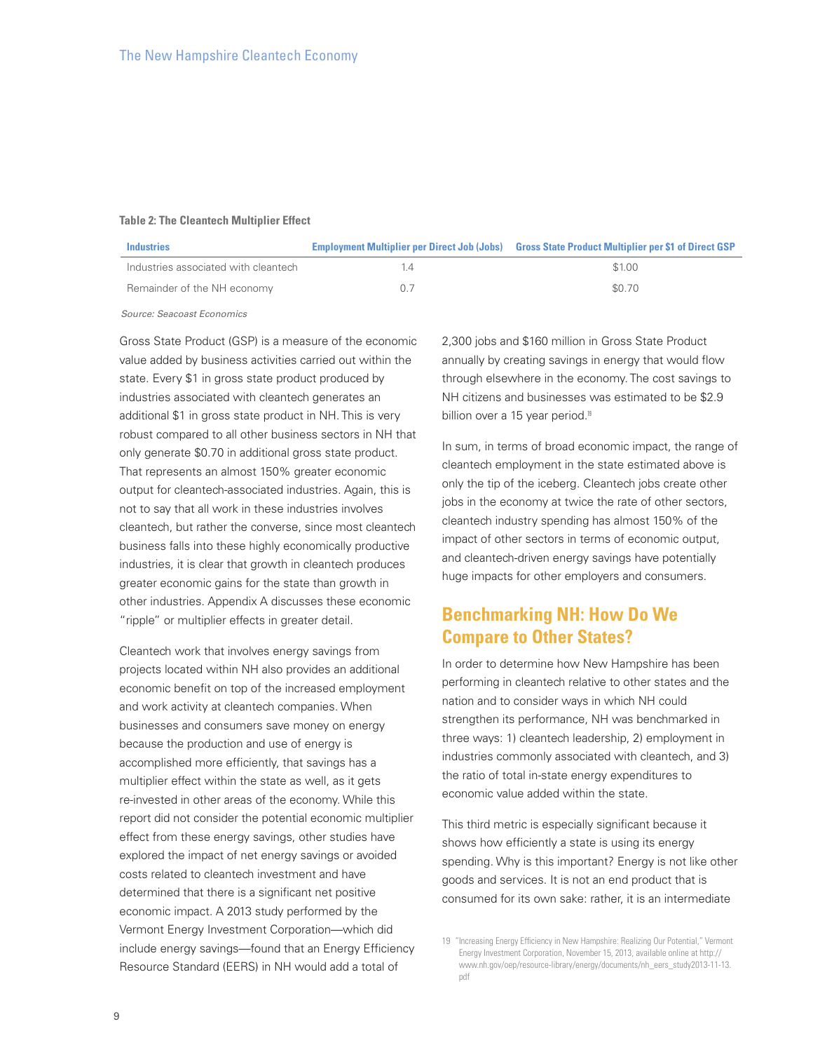**Table 2: The Cleantech Multiplier Effect**

| Industries | Employment Multiplier per Direct Job (Jobs) | Gross State Product Multiplier per $1 of Direct GSP |
|---|---|---|
| Industries associated with cleantech | 1.4 | $1.00 |
| Remainder of the NH economy | 0.7 | $0.70 |

*Source: Seacoast Economics*

Gross State Product (GSP) is a measure of the economic value added by business activities carried out within the state. Every $1 in gross state product produced by industries associated with cleantech generates an additional $1 in gross state product in NH. This is very robust compared to all other business sectors in NH that only generate $0.70 in additional gross state product. That represents an almost 150% greater economic output for cleantech-associated industries. Again, this is not to say that all work in these industries involves cleantech, but rather the converse, since most cleantech business falls into these highly economically productive industries, it is clear that growth in cleantech produces greater economic gains for the state than growth in other industries. Appendix A discusses these economic "ripple" or multiplier effects in greater detail.

Cleantech work that involves energy savings from projects located within NH also provides an additional economic benefit on top of the increased employment and work activity at cleantech companies. When businesses and consumers save money on energy because the production and use of energy is accomplished more efficiently, that savings has a multiplier effect within the state as well, as it gets re-invested in other areas of the economy. While this report did not consider the potential economic multiplier effect from these energy savings, other studies have explored the impact of net energy savings or avoided costs related to cleantech investment and have determined that there is a significant net positive economic impact. A 2013 study performed by the Vermont Energy Investment Corporation—which did include energy savings—found that an Energy Efficiency Resource Standard (EERS) in NH would add a total of 2,300 jobs and $160 million in Gross State Product annually by creating savings in energy that would flow through elsewhere in the economy. The cost savings to NH citizens and businesses was estimated to be $2.9 billion over a 15 year period.[19]

In sum, in terms of broad economic impact, the range of cleantech employment in the state estimated above is only the tip of the iceberg. Cleantech jobs create other jobs in the economy at twice the rate of other sectors, cleantech industry spending has almost 150% of the impact of other sectors in terms of economic output, and cleantech-driven energy savings have potentially huge impacts for other employers and consumers.

## Benchmarking NH: How Do We Compare to Other States?

In order to determine how New Hampshire has been performing in cleantech relative to other states and the nation and to consider ways in which NH could strengthen its performance, NH was benchmarked in three ways: 1) cleantech leadership, 2) employment in industries commonly associated with cleantech, and 3) the ratio of total in-state energy expenditures to economic value added within the state.

This third metric is especially significant because it shows how efficiently a state is using its energy spending. Why is this important? Energy is not like other goods and services. It is not an end product that is consumed for its own sake: rather, it is an intermediate

19 "Increasing Energy Efficiency in New Hampshire: Realizing Our Potential," Vermont Energy Investment Corporation, November 15, 2013, available online at http://www.nh.gov/oep/resource-library/energy/documents/nh_eers_study2013-11-13.pdf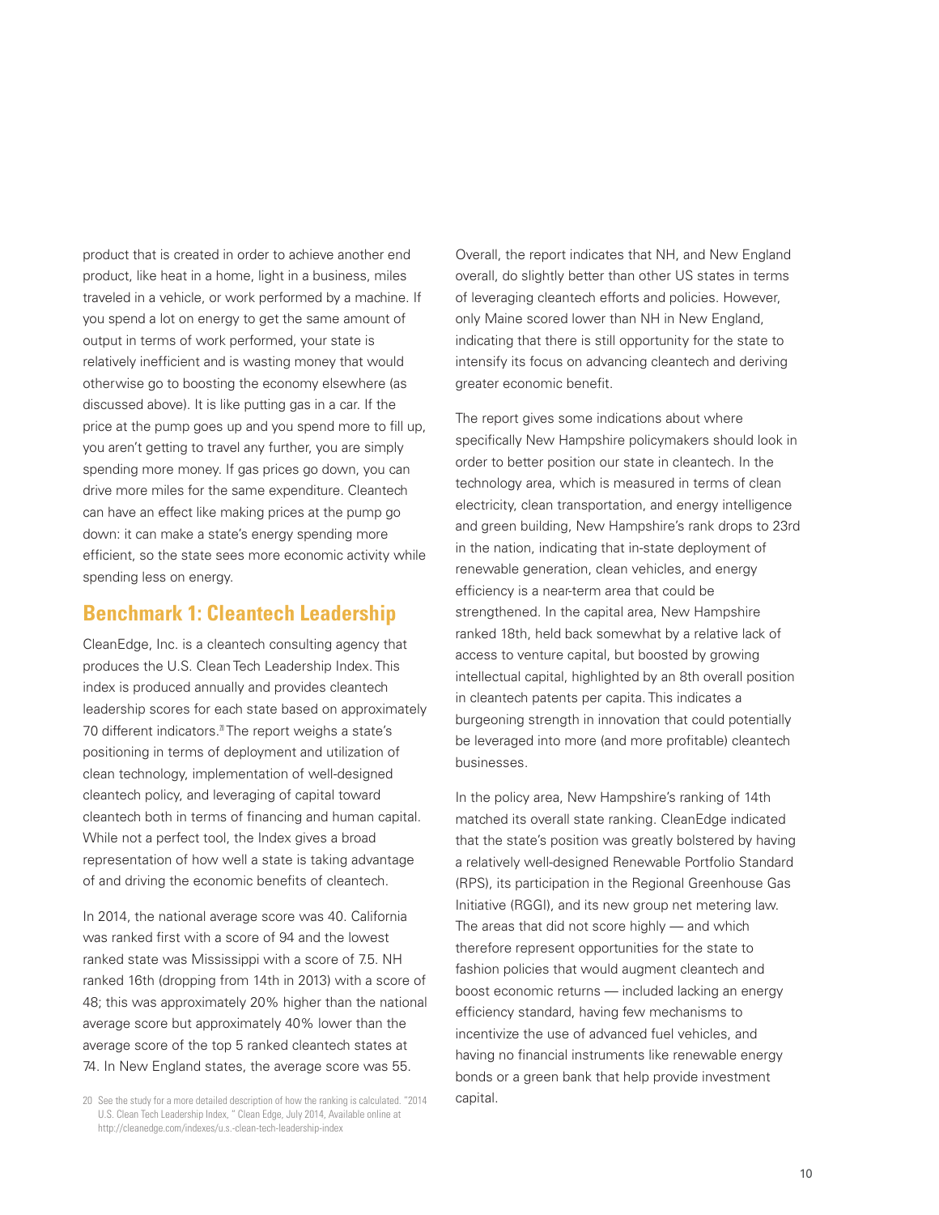product that is created in order to achieve another end product, like heat in a home, light in a business, miles traveled in a vehicle, or work performed by a machine. If you spend a lot on energy to get the same amount of output in terms of work performed, your state is relatively inefficient and is wasting money that would otherwise go to boosting the economy elsewhere (as discussed above). It is like putting gas in a car. If the price at the pump goes up and you spend more to fill up, you aren't getting to travel any further, you are simply spending more money. If gas prices go down, you can drive more miles for the same expenditure. Cleantech can have an effect like making prices at the pump go down: it can make a state's energy spending more efficient, so the state sees more economic activity while spending less on energy.

## Benchmark 1: Cleantech Leadership

CleanEdge, Inc. is a cleantech consulting agency that produces the U.S. Clean Tech Leadership Index. This index is produced annually and provides cleantech leadership scores for each state based on approximately 70 different indicators.[20] The report weighs a state's positioning in terms of deployment and utilization of clean technology, implementation of well-designed cleantech policy, and leveraging of capital toward cleantech both in terms of financing and human capital. While not a perfect tool, the Index gives a broad representation of how well a state is taking advantage of and driving the economic benefits of cleantech.

In 2014, the national average score was 40. California was ranked first with a score of 94 and the lowest ranked state was Mississippi with a score of 7.5. NH ranked 16th (dropping from 14th in 2013) with a score of 48; this was approximately 20% higher than the national average score but approximately 40% lower than the average score of the top 5 ranked cleantech states at 74. In New England states, the average score was 55.

Overall, the report indicates that NH, and New England overall, do slightly better than other US states in terms of leveraging cleantech efforts and policies. However, only Maine scored lower than NH in New England, indicating that there is still opportunity for the state to intensify its focus on advancing cleantech and deriving greater economic benefit.

The report gives some indications about where specifically New Hampshire policymakers should look in order to better position our state in cleantech. In the technology area, which is measured in terms of clean electricity, clean transportation, and energy intelligence and green building, New Hampshire's rank drops to 23rd in the nation, indicating that in-state deployment of renewable generation, clean vehicles, and energy efficiency is a near-term area that could be strengthened. In the capital area, New Hampshire ranked 18th, held back somewhat by a relative lack of access to venture capital, but boosted by growing intellectual capital, highlighted by an 8th overall position in cleantech patents per capita. This indicates a burgeoning strength in innovation that could potentially be leveraged into more (and more profitable) cleantech businesses.

In the policy area, New Hampshire's ranking of 14th matched its overall state ranking. CleanEdge indicated that the state's position was greatly bolstered by having a relatively well-designed Renewable Portfolio Standard (RPS), its participation in the Regional Greenhouse Gas Initiative (RGGI), and its new group net metering law. The areas that did not score highly — and which therefore represent opportunities for the state to fashion policies that would augment cleantech and boost economic returns — included lacking an energy efficiency standard, having few mechanisms to incentivize the use of advanced fuel vehicles, and having no financial instruments like renewable energy bonds or a green bank that help provide investment capital.

20 See the study for a more detailed description of how the ranking is calculated. "2014 U.S. Clean Tech Leadership Index, " Clean Edge, July 2014, Available online at http://cleanedge.com/indexes/u.s.-clean-tech-leadership-index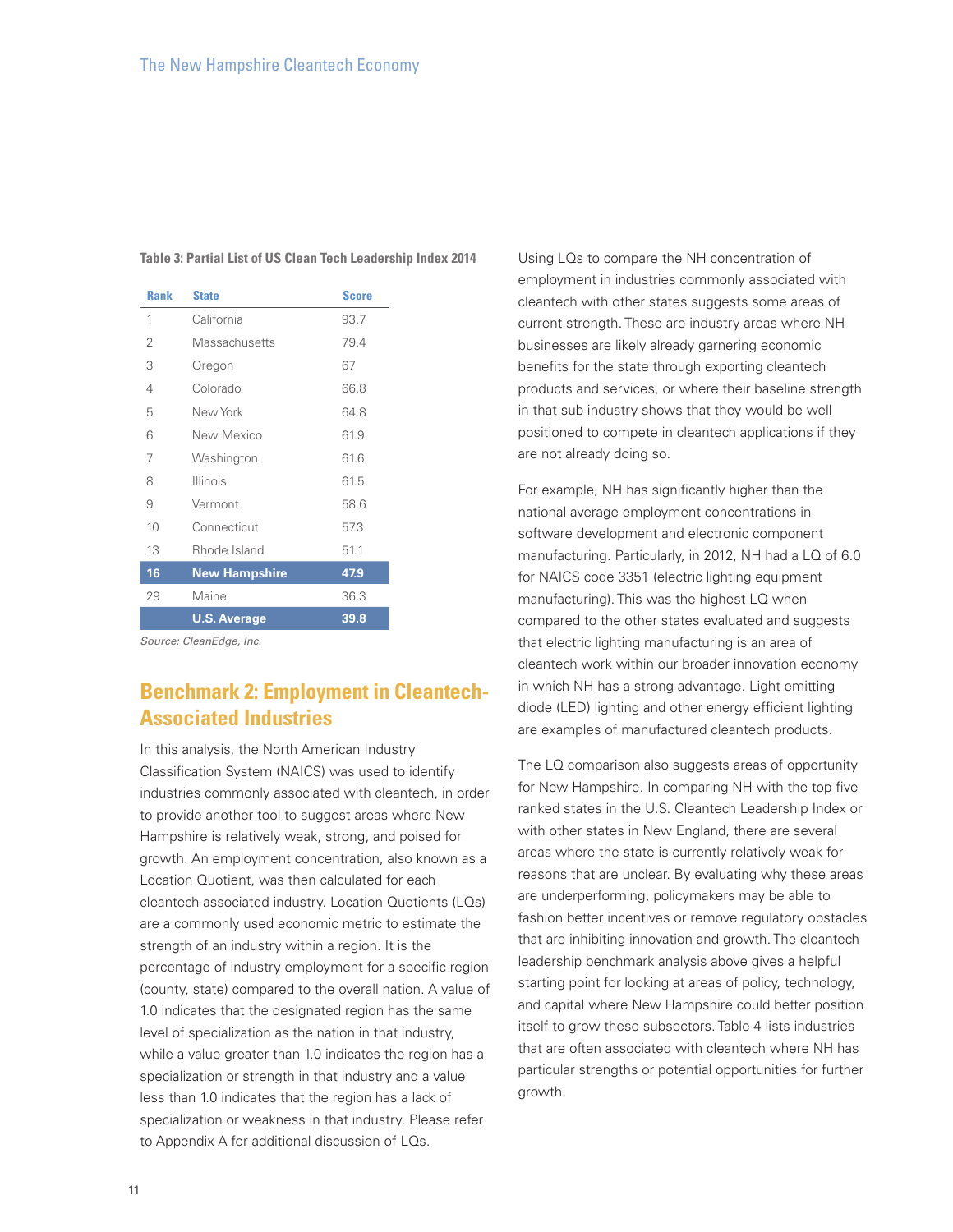**Table 3: Partial List of US Clean Tech Leadership Index 2014**

| Rank | State | Score |
|---|---|---|
| 1 | California | 93.7 |
| 2 | Massachusetts | 79.4 |
| 3 | Oregon | 67 |
| 4 | Colorado | 66.8 |
| 5 | New York | 64.8 |
| 6 | New Mexico | 61.9 |
| 7 | Washington | 61.6 |
| 8 | Illinois | 61.5 |
| 9 | Vermont | 58.6 |
| 10 | Connecticut | 57.3 |
| 13 | Rhode Island | 51.1 |
| **16** | **New Hampshire** | **47.9** |
| 29 | Maine | 36.3 |
| | **U.S. Average** | **39.8** |

*Source: CleanEdge, Inc.*

## Benchmark 2: Employment in Cleantech-Associated Industries

In this analysis, the North American Industry Classification System (NAICS) was used to identify industries commonly associated with cleantech, in order to provide another tool to suggest areas where New Hampshire is relatively weak, strong, and poised for growth. An employment concentration, also known as a Location Quotient, was then calculated for each cleantech-associated industry. Location Quotients (LQs) are a commonly used economic metric to estimate the strength of an industry within a region. It is the percentage of industry employment for a specific region (county, state) compared to the overall nation. A value of 1.0 indicates that the designated region has the same level of specialization as the nation in that industry, while a value greater than 1.0 indicates the region has a specialization or strength in that industry and a value less than 1.0 indicates that the region has a lack of specialization or weakness in that industry. Please refer to Appendix A for additional discussion of LQs.

Using LQs to compare the NH concentration of employment in industries commonly associated with cleantech with other states suggests some areas of current strength. These are industry areas where NH businesses are likely already garnering economic benefits for the state through exporting cleantech products and services, or where their baseline strength in that sub-industry shows that they would be well positioned to compete in cleantech applications if they are not already doing so.

For example, NH has significantly higher than the national average employment concentrations in software development and electronic component manufacturing. Particularly, in 2012, NH had a LQ of 6.0 for NAICS code 3351 (electric lighting equipment manufacturing). This was the highest LQ when compared to the other states evaluated and suggests that electric lighting manufacturing is an area of cleantech work within our broader innovation economy in which NH has a strong advantage. Light emitting diode (LED) lighting and other energy efficient lighting are examples of manufactured cleantech products.

The LQ comparison also suggests areas of opportunity for New Hampshire. In comparing NH with the top five ranked states in the U.S. Cleantech Leadership Index or with other states in New England, there are several areas where the state is currently relatively weak for reasons that are unclear. By evaluating why these areas are underperforming, policymakers may be able to fashion better incentives or remove regulatory obstacles that are inhibiting innovation and growth. The cleantech leadership benchmark analysis above gives a helpful starting point for looking at areas of policy, technology, and capital where New Hampshire could better position itself to grow these subsectors. Table 4 lists industries that are often associated with cleantech where NH has particular strengths or potential opportunities for further growth.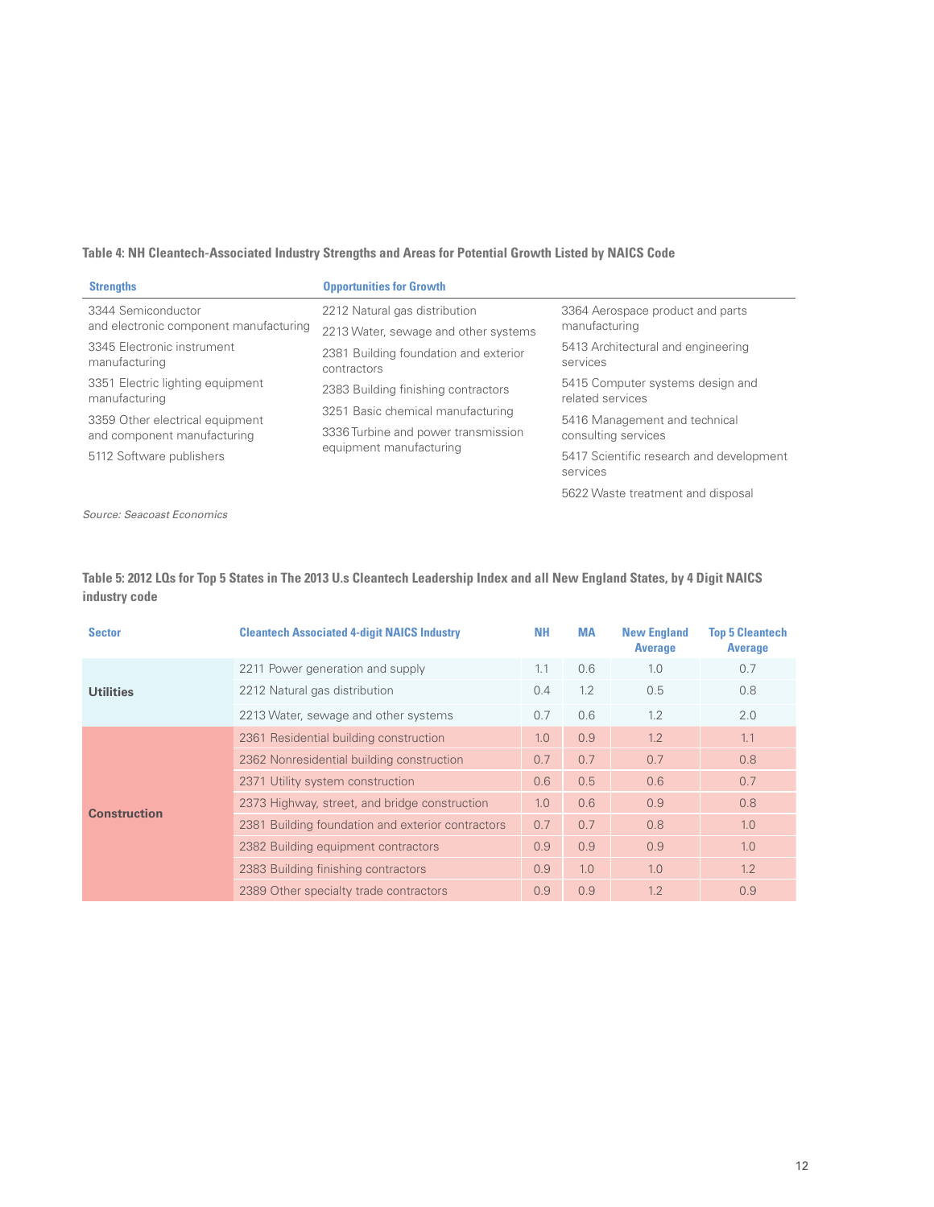**Table 4: NH Cleantech-Associated Industry Strengths and Areas for Potential Growth Listed by NAICS Code**

| Strengths | Opportunities for Growth | |
|---|---|---|
| 3344 Semiconductor and electronic component manufacturing | 2212 Natural gas distribution | 3364 Aerospace product and parts manufacturing |
| 3345 Electronic instrument manufacturing | 2213 Water, sewage and other systems | 5413 Architectural and engineering services |
| 3351 Electric lighting equipment manufacturing | 2381 Building foundation and exterior contractors | 5415 Computer systems design and related services |
| 3359 Other electrical equipment and component manufacturing | 2383 Building finishing contractors | 5416 Management and technical consulting services |
| 5112 Software publishers | 3251 Basic chemical manufacturing | 5417 Scientific research and development services |
| | 3336 Turbine and power transmission equipment manufacturing | 5622 Waste treatment and disposal |

*Source: Seacoast Economics*

**Table 5: 2012 LQs for Top 5 States in The 2013 U.s Cleantech Leadership Index and all New England States, by 4 Digit NAICS industry code**

| Sector | Cleantech Associated 4-digit NAICS Industry | NH | MA | New England Average | Top 5 Cleantech Average |
|---|---|---|---|---|---|
| Utilities | 2211 Power generation and supply | 1.1 | 0.6 | 1.0 | 0.7 |
| | 2212 Natural gas distribution | 0.4 | 1.2 | 0.5 | 0.8 |
| | 2213 Water, sewage and other systems | 0.7 | 0.6 | 1.2 | 2.0 |
| Construction | 2361 Residential building construction | 1.0 | 0.9 | 1.2 | 1.1 |
| | 2362 Nonresidential building construction | 0.7 | 0.7 | 0.7 | 0.8 |
| | 2371 Utility system construction | 0.6 | 0.5 | 0.6 | 0.7 |
| | 2373 Highway, street, and bridge construction | 1.0 | 0.6 | 0.9 | 0.8 |
| | 2381 Building foundation and exterior contractors | 0.7 | 0.7 | 0.8 | 1.0 |
| | 2382 Building equipment contractors | 0.9 | 0.9 | 0.9 | 1.0 |
| | 2383 Building finishing contractors | 0.9 | 1.0 | 1.0 | 1.2 |
| | 2389 Other specialty trade contractors | 0.9 | 0.9 | 1.2 | 0.9 |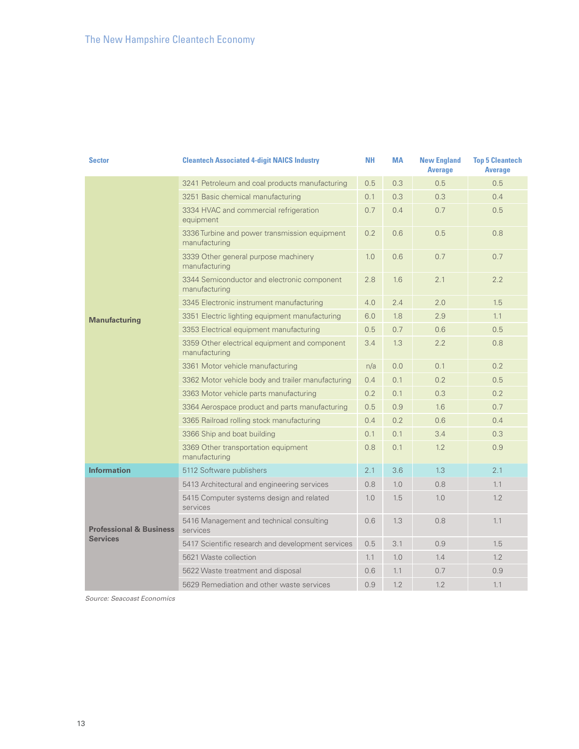| Sector | Cleantech Associated 4-digit NAICS Industry | NH | MA | New England Average | Top 5 Cleantech Average |
|---|---|---|---|---|---|
| Manufacturing | 3241 Petroleum and coal products manufacturing | 0.5 | 0.3 | 0.5 | 0.5 |
| | 3251 Basic chemical manufacturing | 0.1 | 0.3 | 0.3 | 0.4 |
| | 3334 HVAC and commercial refrigeration equipment | 0.7 | 0.4 | 0.7 | 0.5 |
| | 3336 Turbine and power transmission equipment manufacturing | 0.2 | 0.6 | 0.5 | 0.8 |
| | 3339 Other general purpose machinery manufacturing | 1.0 | 0.6 | 0.7 | 0.7 |
| | 3344 Semiconductor and electronic component manufacturing | 2.8 | 1.6 | 2.1 | 2.2 |
| | 3345 Electronic instrument manufacturing | 4.0 | 2.4 | 2.0 | 1.5 |
| | 3351 Electric lighting equipment manufacturing | 6.0 | 1.8 | 2.9 | 1.1 |
| | 3353 Electrical equipment manufacturing | 0.5 | 0.7 | 0.6 | 0.5 |
| | 3359 Other electrical equipment and component manufacturing | 3.4 | 1.3 | 2.2 | 0.8 |
| | 3361 Motor vehicle manufacturing | n/a | 0.0 | 0.1 | 0.2 |
| | 3362 Motor vehicle body and trailer manufacturing | 0.4 | 0.1 | 0.2 | 0.5 |
| | 3363 Motor vehicle parts manufacturing | 0.2 | 0.1 | 0.3 | 0.2 |
| | 3364 Aerospace product and parts manufacturing | 0.5 | 0.9 | 1.6 | 0.7 |
| | 3365 Railroad rolling stock manufacturing | 0.4 | 0.2 | 0.6 | 0.4 |
| | 3366 Ship and boat building | 0.1 | 0.1 | 3.4 | 0.3 |
| | 3369 Other transportation equipment manufacturing | 0.8 | 0.1 | 1.2 | 0.9 |
| Information | 5112 Software publishers | 2.1 | 3.6 | 1.3 | 2.1 |
| Professional & Business Services | 5413 Architectural and engineering services | 0.8 | 1.0 | 0.8 | 1.1 |
| | 5415 Computer systems design and related services | 1.0 | 1.5 | 1.0 | 1.2 |
| | 5416 Management and technical consulting services | 0.6 | 1.3 | 0.8 | 1.1 |
| | 5417 Scientific research and development services | 0.5 | 3.1 | 0.9 | 1.5 |
| | 5621 Waste collection | 1.1 | 1.0 | 1.4 | 1.2 |
| | 5622 Waste treatment and disposal | 0.6 | 1.1 | 0.7 | 0.9 |
| | 5629 Remediation and other waste services | 0.9 | 1.2 | 1.2 | 1.1 |

*Source: Seacoast Economics*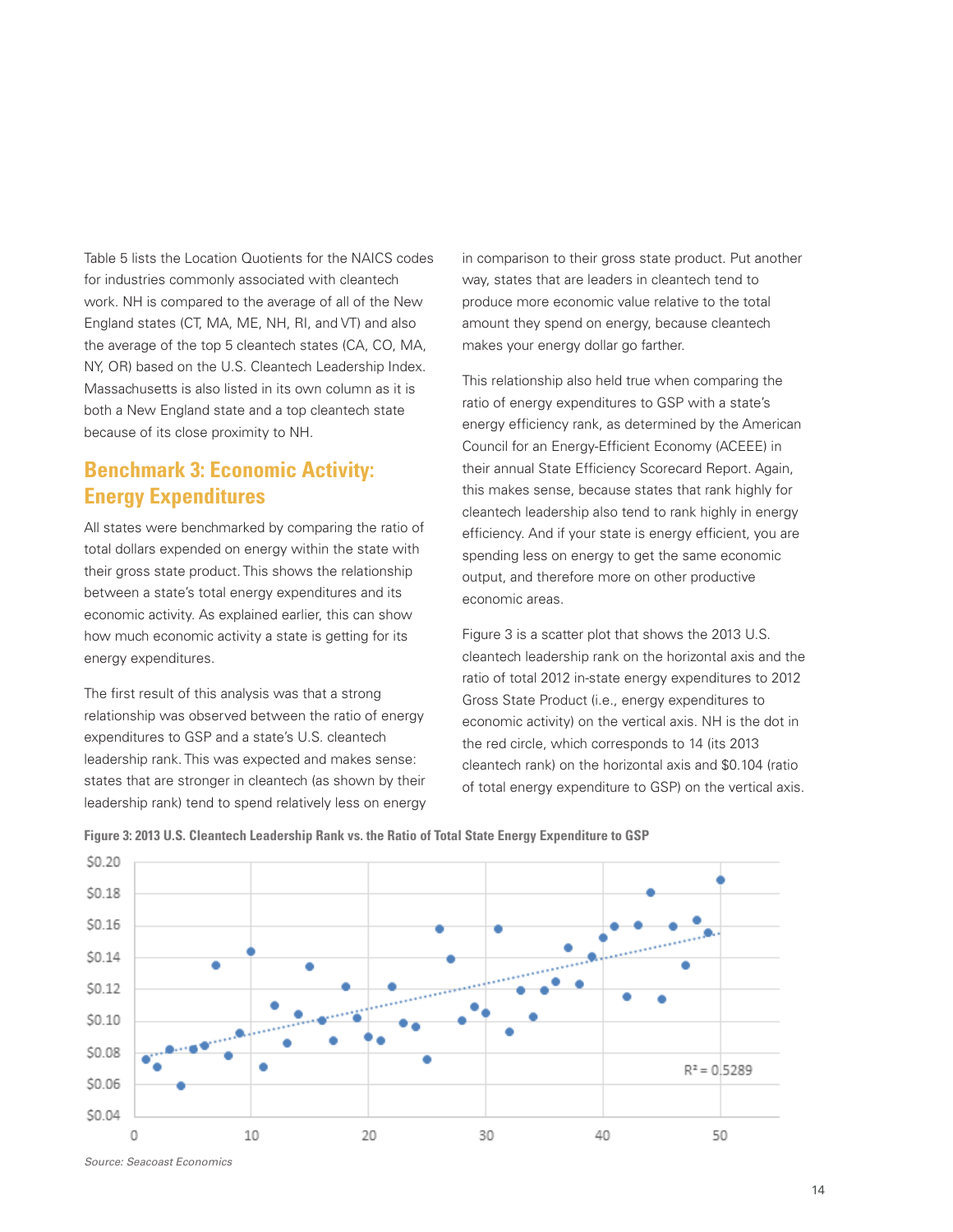Table 5 lists the Location Quotients for the NAICS codes for industries commonly associated with cleantech work. NH is compared to the average of all of the New England states (CT, MA, ME, NH, RI, and VT) and also the average of the top 5 cleantech states (CA, CO, MA, NY, OR) based on the U.S. Cleantech Leadership Index. Massachusetts is also listed in its own column as it is both a New England state and a top cleantech state because of its close proximity to NH.

## Benchmark 3: Economic Activity: Energy Expenditures

All states were benchmarked by comparing the ratio of total dollars expended on energy within the state with their gross state product. This shows the relationship between a state's total energy expenditures and its economic activity. As explained earlier, this can show how much economic activity a state is getting for its energy expenditures.

The first result of this analysis was that a strong relationship was observed between the ratio of energy expenditures to GSP and a state's U.S. cleantech leadership rank. This was expected and makes sense: states that are stronger in cleantech (as shown by their leadership rank) tend to spend relatively less on energy in comparison to their gross state product. Put another way, states that are leaders in cleantech tend to produce more economic value relative to the total amount they spend on energy, because cleantech makes your energy dollar go farther.

This relationship also held true when comparing the ratio of energy expenditures to GSP with a state's energy efficiency rank, as determined by the American Council for an Energy-Efficient Economy (ACEEE) in their annual State Efficiency Scorecard Report. Again, this makes sense, because states that rank highly for cleantech leadership also tend to rank highly in energy efficiency. And if your state is energy efficient, you are spending less on energy to get the same economic output, and therefore more on other productive economic areas.

Figure 3 is a scatter plot that shows the 2013 U.S. cleantech leadership rank on the horizontal axis and the ratio of total 2012 in-state energy expenditures to 2012 Gross State Product (i.e., energy expenditures to economic activity) on the vertical axis. NH is the dot in the red circle, which corresponds to 14 (its 2013 cleantech rank) on the horizontal axis and $0.104 (ratio of total energy expenditure to GSP) on the vertical axis.

**Figure 3: 2013 U.S. Cleantech Leadership Rank vs. the Ratio of Total State Energy Expenditure to GSP**

*Source: Seacoast Economics*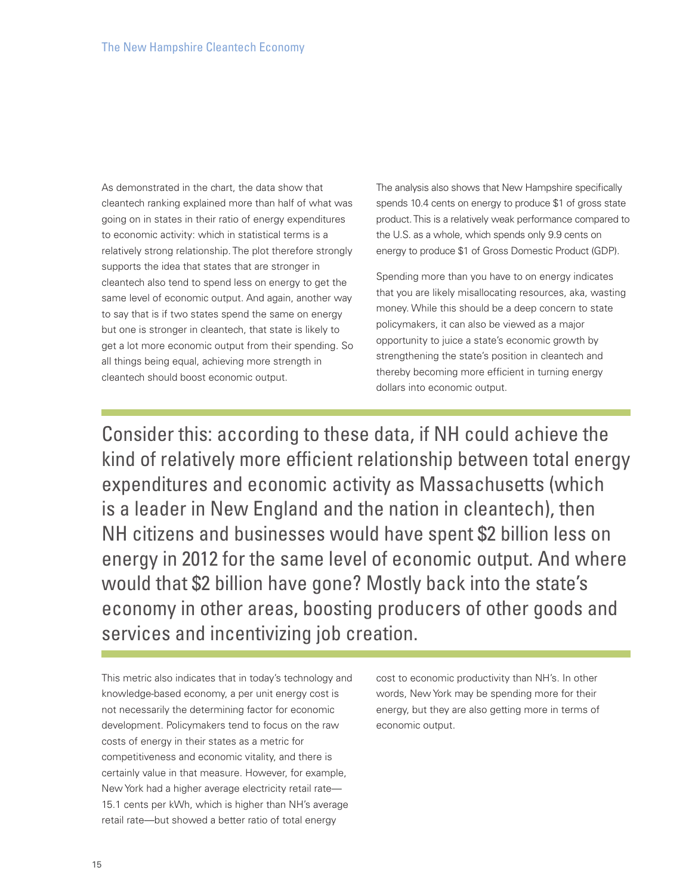As demonstrated in the chart, the data show that cleantech ranking explained more than half of what was going on in states in their ratio of energy expenditures to economic activity: which in statistical terms is a relatively strong relationship. The plot therefore strongly supports the idea that states that are stronger in cleantech also tend to spend less on energy to get the same level of economic output. And again, another way to say that is if two states spend the same on energy but one is stronger in cleantech, that state is likely to get a lot more economic output from their spending. So all things being equal, achieving more strength in cleantech should boost economic output.

The analysis also shows that New Hampshire specifically spends 10.4 cents on energy to produce $1 of gross state product. This is a relatively weak performance compared to the U.S. as a whole, which spends only 9.9 cents on energy to produce $1 of Gross Domestic Product (GDP).

Spending more than you have to on energy indicates that you are likely misallocating resources, aka, wasting money. While this should be a deep concern to state policymakers, it can also be viewed as a major opportunity to juice a state's economic growth by strengthening the state's position in cleantech and thereby becoming more efficient in turning energy dollars into economic output.

> Consider this: according to these data, if NH could achieve the kind of relatively more efficient relationship between total energy expenditures and economic activity as Massachusetts (which is a leader in New England and the nation in cleantech), then NH citizens and businesses would have spent $2 billion less on energy in 2012 for the same level of economic output. And where would that $2 billion have gone? Mostly back into the state's economy in other areas, boosting producers of other goods and services and incentivizing job creation.

This metric also indicates that in today's technology and knowledge-based economy, a per unit energy cost is not necessarily the determining factor for economic development. Policymakers tend to focus on the raw costs of energy in their states as a metric for competitiveness and economic vitality, and there is certainly value in that measure. However, for example, New York had a higher average electricity retail rate—15.1 cents per kWh, which is higher than NH's average retail rate—but showed a better ratio of total energy cost to economic productivity than NH's. In other words, New York may be spending more for their energy, but they are also getting more in terms of economic output.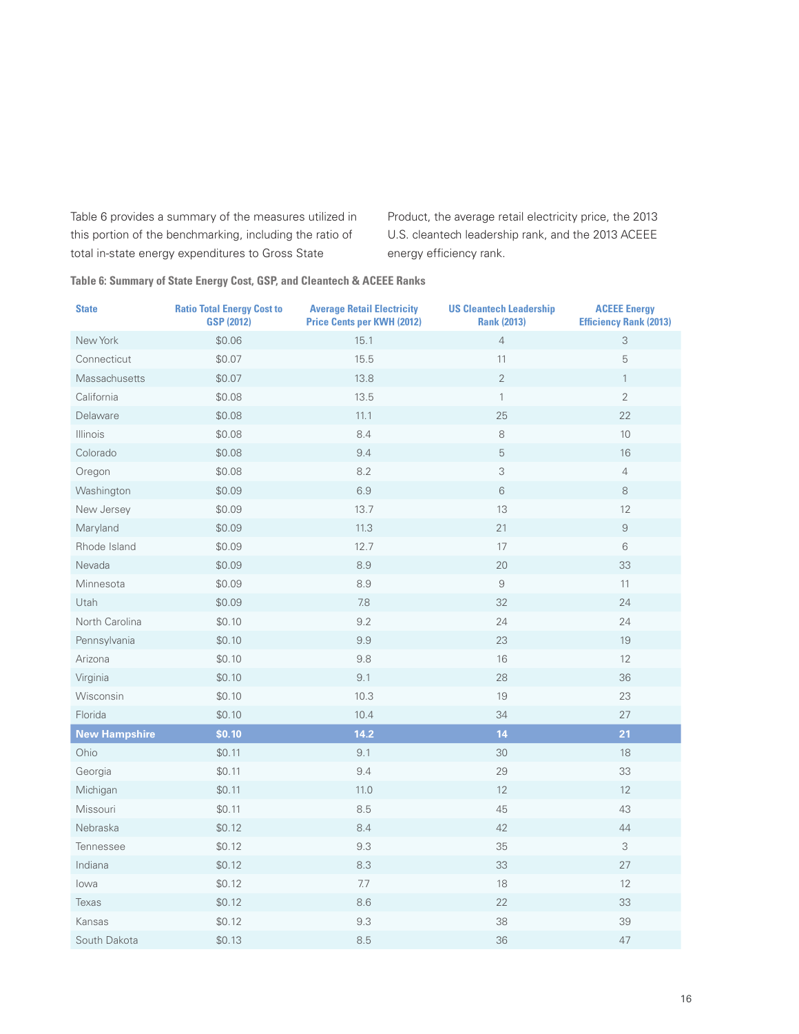Table 6 provides a summary of the measures utilized in this portion of the benchmarking, including the ratio of total in-state energy expenditures to Gross State Product, the average retail electricity price, the 2013 U.S. cleantech leadership rank, and the 2013 ACEEE energy efficiency rank.

**Table 6: Summary of State Energy Cost, GSP, and Cleantech & ACEEE Ranks**

| State | Ratio Total Energy Cost to GSP (2012) | Average Retail Electricity Price Cents per KWH (2012) | US Cleantech Leadership Rank (2013) | ACEEE Energy Efficiency Rank (2013) |
|---|---|---|---|---|
| New York | $0.06 | 15.1 | 4 | 3 |
| Connecticut | $0.07 | 15.5 | 11 | 5 |
| Massachusetts | $0.07 | 13.8 | 2 | 1 |
| California | $0.08 | 13.5 | 1 | 2 |
| Delaware | $0.08 | 11.1 | 25 | 22 |
| Illinois | $0.08 | 8.4 | 8 | 10 |
| Colorado | $0.08 | 9.4 | 5 | 16 |
| Oregon | $0.08 | 8.2 | 3 | 4 |
| Washington | $0.09 | 6.9 | 6 | 8 |
| New Jersey | $0.09 | 13.7 | 13 | 12 |
| Maryland | $0.09 | 11.3 | 21 | 9 |
| Rhode Island | $0.09 | 12.7 | 17 | 6 |
| Nevada | $0.09 | 8.9 | 20 | 33 |
| Minnesota | $0.09 | 8.9 | 9 | 11 |
| Utah | $0.09 | 7.8 | 32 | 24 |
| North Carolina | $0.10 | 9.2 | 24 | 24 |
| Pennsylvania | $0.10 | 9.9 | 23 | 19 |
| Arizona | $0.10 | 9.8 | 16 | 12 |
| Virginia | $0.10 | 9.1 | 28 | 36 |
| Wisconsin | $0.10 | 10.3 | 19 | 23 |
| Florida | $0.10 | 10.4 | 34 | 27 |
| **New Hampshire** | **$0.10** | **14.2** | **14** | **21** |
| Ohio | $0.11 | 9.1 | 30 | 18 |
| Georgia | $0.11 | 9.4 | 29 | 33 |
| Michigan | $0.11 | 11.0 | 12 | 12 |
| Missouri | $0.11 | 8.5 | 45 | 43 |
| Nebraska | $0.12 | 8.4 | 42 | 44 |
| Tennessee | $0.12 | 9.3 | 35 | 3 |
| Indiana | $0.12 | 8.3 | 33 | 27 |
| Iowa | $0.12 | 7.7 | 18 | 12 |
| Texas | $0.12 | 8.6 | 22 | 33 |
| Kansas | $0.12 | 9.3 | 38 | 39 |
| South Dakota | $0.13 | 8.5 | 36 | 47 |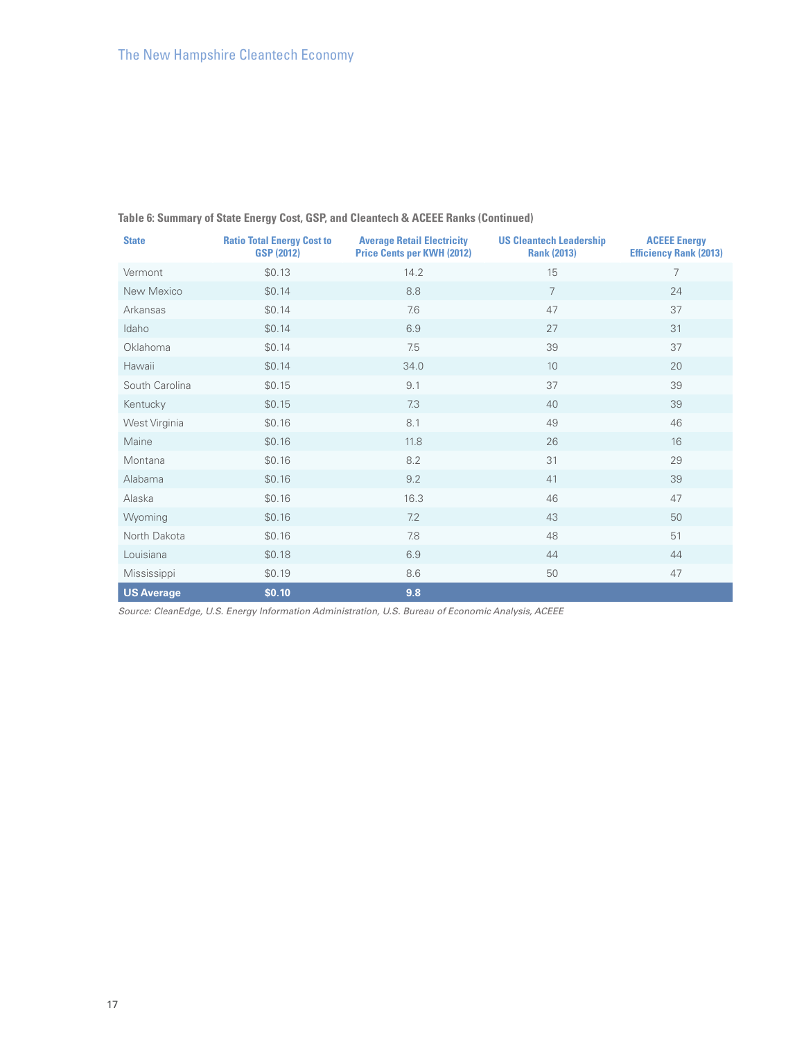**Table 6: Summary of State Energy Cost, GSP, and Cleantech & ACEEE Ranks (Continued)**

| State | Ratio Total Energy Cost to GSP (2012) | Average Retail Electricity Price Cents per KWH (2012) | US Cleantech Leadership Rank (2013) | ACEEE Energy Efficiency Rank (2013) |
|---|---|---|---|---|
| Vermont | $0.13 | 14.2 | 15 | 7 |
| New Mexico | $0.14 | 8.8 | 7 | 24 |
| Arkansas | $0.14 | 7.6 | 47 | 37 |
| Idaho | $0.14 | 6.9 | 27 | 31 |
| Oklahoma | $0.14 | 7.5 | 39 | 37 |
| Hawaii | $0.14 | 34.0 | 10 | 20 |
| South Carolina | $0.15 | 9.1 | 37 | 39 |
| Kentucky | $0.15 | 7.3 | 40 | 39 |
| West Virginia | $0.16 | 8.1 | 49 | 46 |
| Maine | $0.16 | 11.8 | 26 | 16 |
| Montana | $0.16 | 8.2 | 31 | 29 |
| Alabama | $0.16 | 9.2 | 41 | 39 |
| Alaska | $0.16 | 16.3 | 46 | 47 |
| Wyoming | $0.16 | 7.2 | 43 | 50 |
| North Dakota | $0.16 | 7.8 | 48 | 51 |
| Louisiana | $0.18 | 6.9 | 44 | 44 |
| Mississippi | $0.19 | 8.6 | 50 | 47 |
| **US Average** | **$0.10** | **9.8** | | |

*Source: CleanEdge, U.S. Energy Information Administration, U.S. Bureau of Economic Analysis, ACEEE*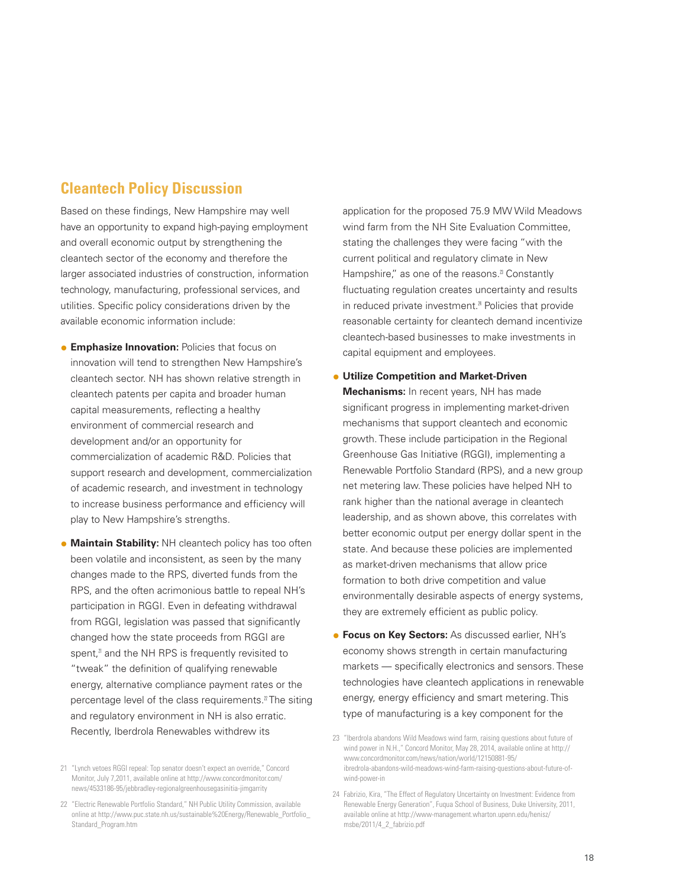## Cleantech Policy Discussion

Based on these findings, New Hampshire may well have an opportunity to expand high-paying employment and overall economic output by strengthening the cleantech sector of the economy and therefore the larger associated industries of construction, information technology, manufacturing, professional services, and utilities. Specific policy considerations driven by the available economic information include:

- **Emphasize Innovation:** Policies that focus on innovation will tend to strengthen New Hampshire's cleantech sector. NH has shown relative strength in cleantech patents per capita and broader human capital measurements, reflecting a healthy environment of commercial research and development and/or an opportunity for commercialization of academic R&D. Policies that support research and development, commercialization of academic research, and investment in technology to increase business performance and efficiency will play to New Hampshire's strengths.

- **Maintain Stability:** NH cleantech policy has too often been volatile and inconsistent, as seen by the many changes made to the RPS, diverted funds from the RPS, and the often acrimonious battle to repeal NH's participation in RGGI. Even in defeating withdrawal from RGGI, legislation was passed that significantly changed how the state proceeds from RGGI are spent,[21] and the NH RPS is frequently revisited to "tweak" the definition of qualifying renewable energy, alternative compliance payment rates or the percentage level of the class requirements.[22] The siting and regulatory environment in NH is also erratic. Recently, Iberdrola Renewables withdrew its application for the proposed 75.9 MW Wild Meadows wind farm from the NH Site Evaluation Committee, stating the challenges they were facing "with the current political and regulatory climate in New Hampshire," as one of the reasons.[23] Constantly fluctuating regulation creates uncertainty and results in reduced private investment.[24] Policies that provide reasonable certainty for cleantech demand incentivize cleantech-based businesses to make investments in capital equipment and employees.

- **Utilize Competition and Market-Driven Mechanisms:** In recent years, NH has made significant progress in implementing market-driven mechanisms that support cleantech and economic growth. These include participation in the Regional Greenhouse Gas Initiative (RGGI), implementing a Renewable Portfolio Standard (RPS), and a new group net metering law. These policies have helped NH to rank higher than the national average in cleantech leadership, and as shown above, this correlates with better economic output per energy dollar spent in the state. And because these policies are implemented as market-driven mechanisms that allow price formation to both drive competition and value environmentally desirable aspects of energy systems, they are extremely efficient as public policy.

- **Focus on Key Sectors:** As discussed earlier, NH's economy shows strength in certain manufacturing markets — specifically electronics and sensors. These technologies have cleantech applications in renewable energy, energy efficiency and smart metering. This type of manufacturing is a key component for the

---

21 "Lynch vetoes RGGI repeal: Top senator doesn't expect an override," Concord Monitor, July 7,2011, available online at http://www.concordmonitor.com/news/4533186-95/jebbradley-regionalgreenhousegasinitia-jimgarrity

22 "Electric Renewable Portfolio Standard," NH Public Utility Commission, available online at http://www.puc.state.nh.us/sustainable%20Energy/Renewable_Portfolio_Standard_Program.htm

23 "Iberdrola abandons Wild Meadows wind farm, raising questions about future of wind power in N.H.," Concord Monitor, May 28, 2014, available online at http://www.concordmonitor.com/news/nation/world/12150881-95/ibredrola-abandons-wild-meadows-wind-farm-raising-questions-about-future-of-wind-power-in

24 Fabrizio, Kira, "The Effect of Regulatory Uncertainty on Investment: Evidence from Renewable Energy Generation", Fuqua School of Business, Duke University, 2011, available online at http://www-management.wharton.upenn.edu/henisz/msbe/2011/4_2_fabrizio.pdf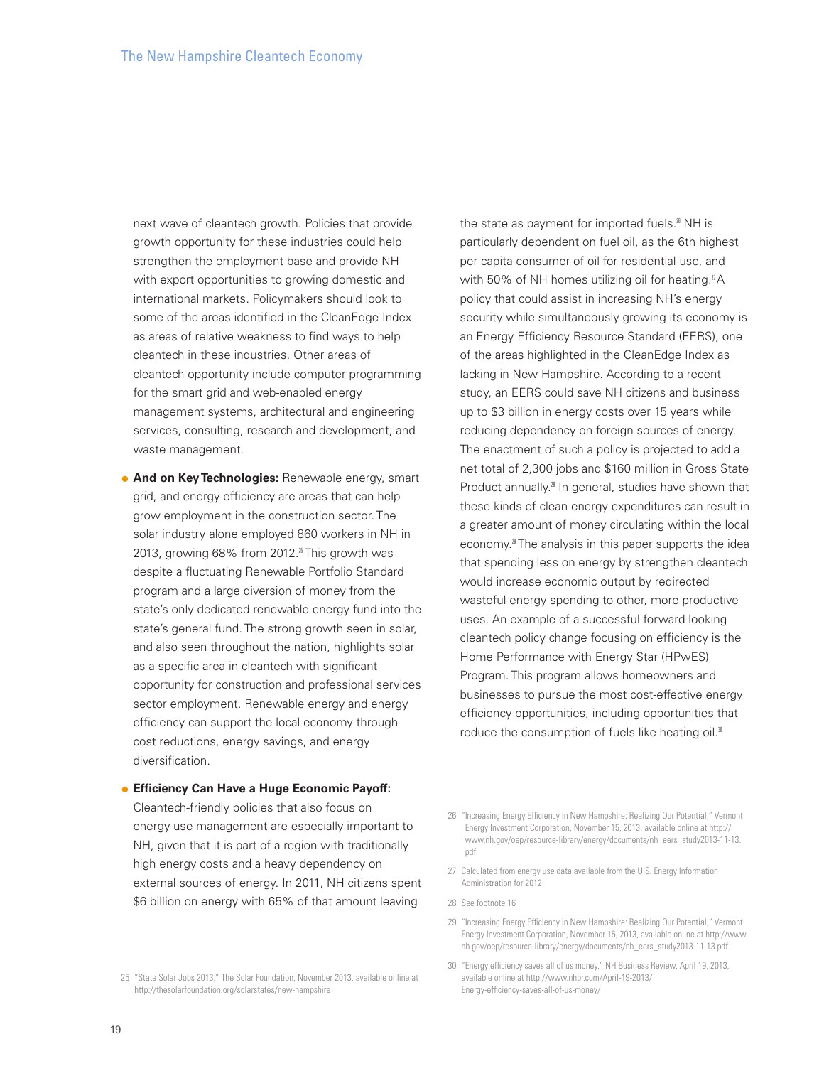next wave of cleantech growth. Policies that provide growth opportunity for these industries could help strengthen the employment base and provide NH with export opportunities to growing domestic and international markets. Policymakers should look to some of the areas identified in the CleanEdge Index as areas of relative weakness to find ways to help cleantech in these industries. Other areas of cleantech opportunity include computer programming for the smart grid and web-enabled energy management systems, architectural and engineering services, consulting, research and development, and waste management.

- **And on Key Technologies:** Renewable energy, smart grid, and energy efficiency are areas that can help grow employment in the construction sector. The solar industry alone employed 860 workers in NH in 2013, growing 68% from 2012.[25] This growth was despite a fluctuating Renewable Portfolio Standard program and a large diversion of money from the state's only dedicated renewable energy fund into the state's general fund. The strong growth seen in solar, and also seen throughout the nation, highlights solar as a specific area in cleantech with significant opportunity for construction and professional services sector employment. Renewable energy and energy efficiency can support the local economy through cost reductions, energy savings, and energy diversification.

- **Efficiency Can Have a Huge Economic Payoff:** Cleantech-friendly policies that also focus on energy-use management are especially important to NH, given that it is part of a region with traditionally high energy costs and a heavy dependency on external sources of energy. In 2011, NH citizens spent $6 billion on energy with 65% of that amount leaving the state as payment for imported fuels.[26] NH is particularly dependent on fuel oil, as the 6th highest per capita consumer of oil for residential use, and with 50% of NH homes utilizing oil for heating.[27] A policy that could assist in increasing NH's energy security while simultaneously growing its economy is an Energy Efficiency Resource Standard (EERS), one of the areas highlighted in the CleanEdge Index as lacking in New Hampshire. According to a recent study, an EERS could save NH citizens and business up to $3 billion in energy costs over 15 years while reducing dependency on foreign sources of energy. The enactment of such a policy is projected to add a net total of 2,300 jobs and $160 million in Gross State Product annually.[28] In general, studies have shown that these kinds of clean energy expenditures can result in a greater amount of money circulating within the local economy.[29] The analysis in this paper supports the idea that spending less on energy by strengthen cleantech would increase economic output by redirected wasteful energy spending to other, more productive uses. An example of a successful forward-looking cleantech policy change focusing on efficiency is the Home Performance with Energy Star (HPwES) Program. This program allows homeowners and businesses to pursue the most cost-effective energy efficiency opportunities, including opportunities that reduce the consumption of fuels like heating oil.[30]

25 "State Solar Jobs 2013," The Solar Foundation, November 2013, available online at http://thesolarfoundation.org/solarstates/new-hampshire

26 "Increasing Energy Efficiency in New Hampshire: Realizing Our Potential," Vermont Energy Investment Corporation, November 15, 2013, available online at http://www.nh.gov/oep/resource-library/energy/documents/nh_eers_study2013-11-13.pdf

27 Calculated from energy use data available from the U.S. Energy Information Administration for 2012.

28 See footnote 16

29 "Increasing Energy Efficiency in New Hampshire: Realizing Our Potential," Vermont Energy Investment Corporation, November 15, 2013, available online at http://www.nh.gov/oep/resource-library/energy/documents/nh_eers_study2013-11-13.pdf

30 "Energy efficiency saves all of us money," NH Business Review, April 19, 2013, available online at http://www.nhbr.com/April-19-2013/Energy-efficiency-saves-all-of-us-money/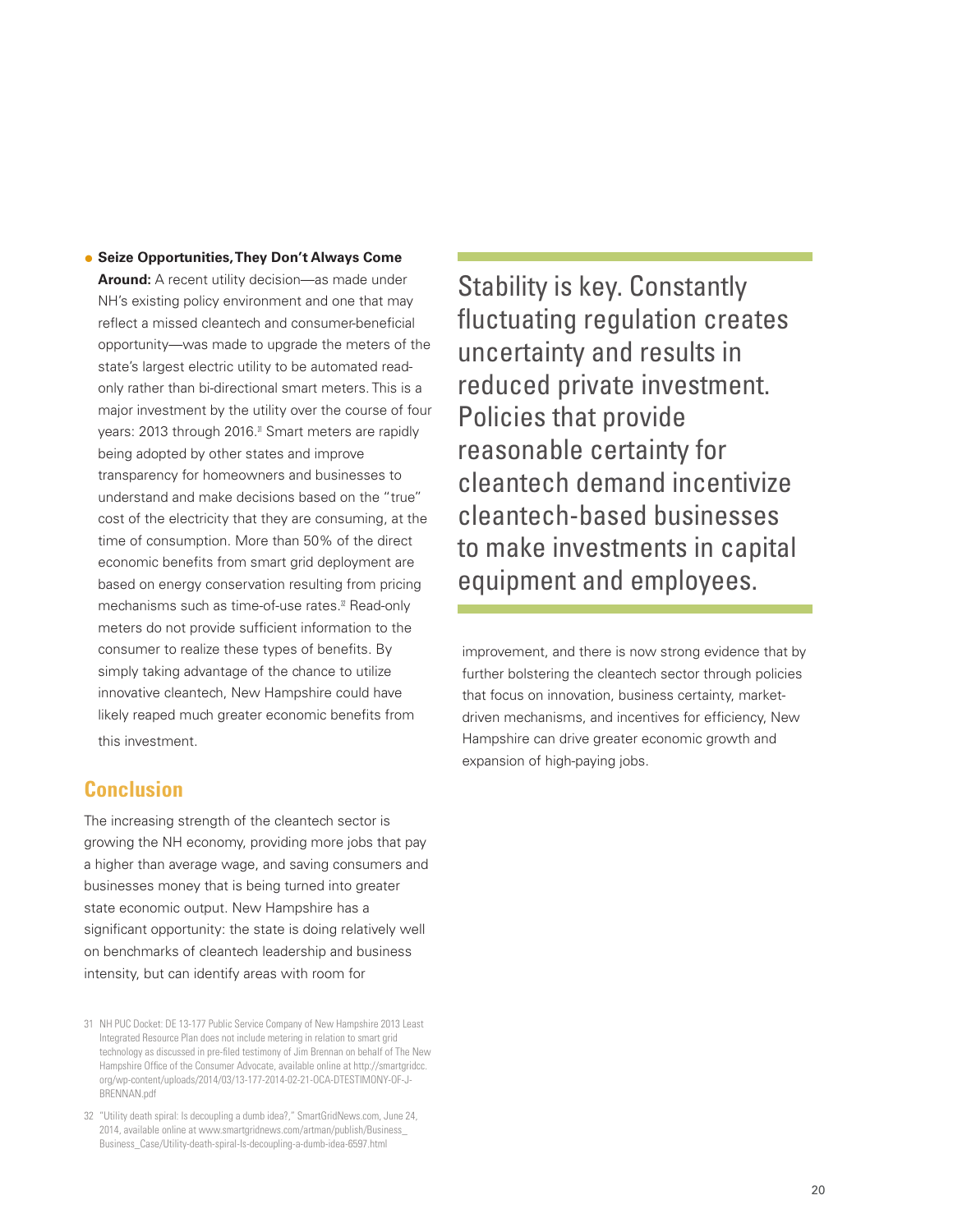- **Seize Opportunities, They Don't Always Come Around:** A recent utility decision—as made under NH's existing policy environment and one that may reflect a missed cleantech and consumer-beneficial opportunity—was made to upgrade the meters of the state's largest electric utility to be automated read-only rather than bi-directional smart meters. This is a major investment by the utility over the course of four years: 2013 through 2016.[31] Smart meters are rapidly being adopted by other states and improve transparency for homeowners and businesses to understand and make decisions based on the "true" cost of the electricity that they are consuming, at the time of consumption. More than 50% of the direct economic benefits from smart grid deployment are based on energy conservation resulting from pricing mechanisms such as time-of-use rates.[32] Read-only meters do not provide sufficient information to the consumer to realize these types of benefits. By simply taking advantage of the chance to utilize innovative cleantech, New Hampshire could have likely reaped much greater economic benefits from this investment.

## Conclusion

The increasing strength of the cleantech sector is growing the NH economy, providing more jobs that pay a higher than average wage, and saving consumers and businesses money that is being turned into greater state economic output. New Hampshire has a significant opportunity: the state is doing relatively well on benchmarks of cleantech leadership and business intensity, but can identify areas with room for improvement, and there is now strong evidence that by further bolstering the cleantech sector through policies that focus on innovation, business certainty, market-driven mechanisms, and incentives for efficiency, New Hampshire can drive greater economic growth and expansion of high-paying jobs.

> Stability is key. Constantly fluctuating regulation creates uncertainty and results in reduced private investment. Policies that provide reasonable certainty for cleantech demand incentivize cleantech-based businesses to make investments in capital equipment and employees.

31 NH PUC Docket: DE 13-177 Public Service Company of New Hampshire 2013 Least Integrated Resource Plan does not include metering in relation to smart grid technology as discussed in pre-filed testimony of Jim Brennan on behalf of The New Hampshire Office of the Consumer Advocate, available online at http://smartgridcc.org/wp-content/uploads/2014/03/13-177-2014-02-21-OCA-DTESTIMONY-OF-J-BRENNAN.pdf

32 "Utility death spiral: Is decoupling a dumb idea?," SmartGridNews.com, June 24, 2014, available online at www.smartgridnews.com/artman/publish/Business_Business_Case/Utility-death-spiral-Is-decoupling-a-dumb-idea-6597.html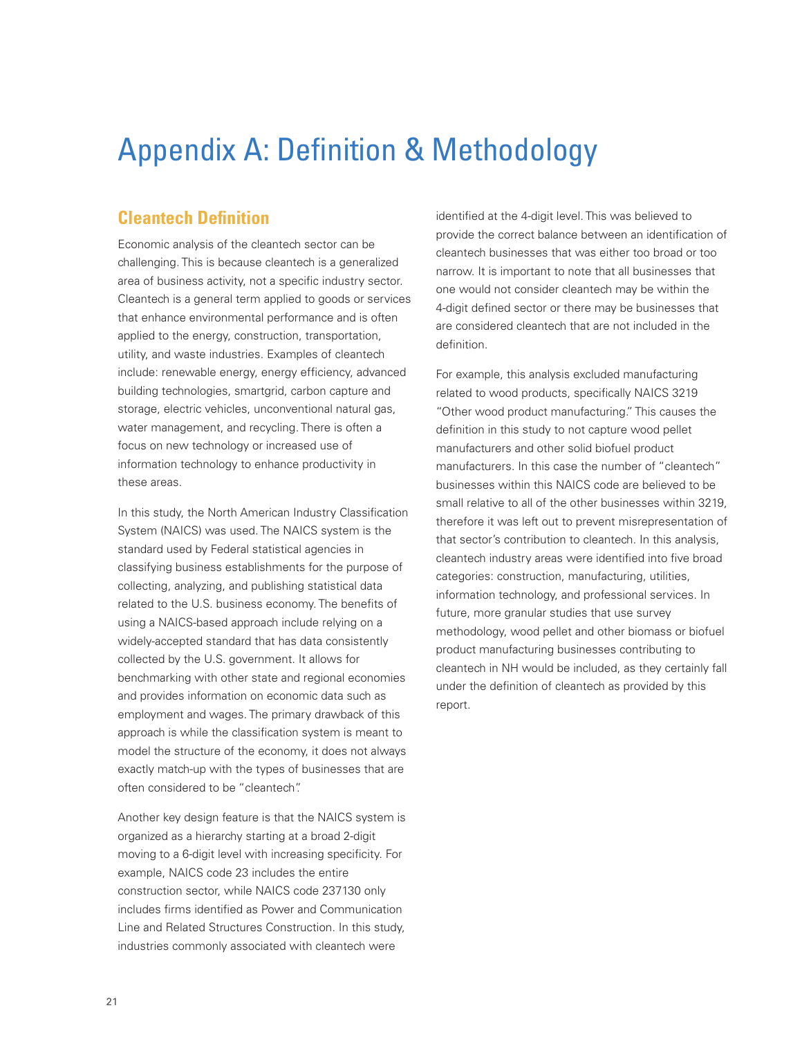# Appendix A: Definition & Methodology

## Cleantech Definition

Economic analysis of the cleantech sector can be challenging. This is because cleantech is a generalized area of business activity, not a specific industry sector. Cleantech is a general term applied to goods or services that enhance environmental performance and is often applied to the energy, construction, transportation, utility, and waste industries. Examples of cleantech include: renewable energy, energy efficiency, advanced building technologies, smartgrid, carbon capture and storage, electric vehicles, unconventional natural gas, water management, and recycling. There is often a focus on new technology or increased use of information technology to enhance productivity in these areas.

In this study, the North American Industry Classification System (NAICS) was used. The NAICS system is the standard used by Federal statistical agencies in classifying business establishments for the purpose of collecting, analyzing, and publishing statistical data related to the U.S. business economy. The benefits of using a NAICS-based approach include relying on a widely-accepted standard that has data consistently collected by the U.S. government. It allows for benchmarking with other state and regional economies and provides information on economic data such as employment and wages. The primary drawback of this approach is while the classification system is meant to model the structure of the economy, it does not always exactly match-up with the types of businesses that are often considered to be "cleantech".

Another key design feature is that the NAICS system is organized as a hierarchy starting at a broad 2-digit moving to a 6-digit level with increasing specificity. For example, NAICS code 23 includes the entire construction sector, while NAICS code 237130 only includes firms identified as Power and Communication Line and Related Structures Construction. In this study, industries commonly associated with cleantech were identified at the 4-digit level. This was believed to provide the correct balance between an identification of cleantech businesses that was either too broad or too narrow. It is important to note that all businesses that one would not consider cleantech may be within the 4-digit defined sector or there may be businesses that are considered cleantech that are not included in the definition.

For example, this analysis excluded manufacturing related to wood products, specifically NAICS 3219 "Other wood product manufacturing." This causes the definition in this study to not capture wood pellet manufacturers and other solid biofuel product manufacturers. In this case the number of "cleantech" businesses within this NAICS code are believed to be small relative to all of the other businesses within 3219, therefore it was left out to prevent misrepresentation of that sector's contribution to cleantech. In this analysis, cleantech industry areas were identified into five broad categories: construction, manufacturing, utilities, information technology, and professional services. In future, more granular studies that use survey methodology, wood pellet and other biomass or biofuel product manufacturing businesses contributing to cleantech in NH would be included, as they certainly fall under the definition of cleantech as provided by this report.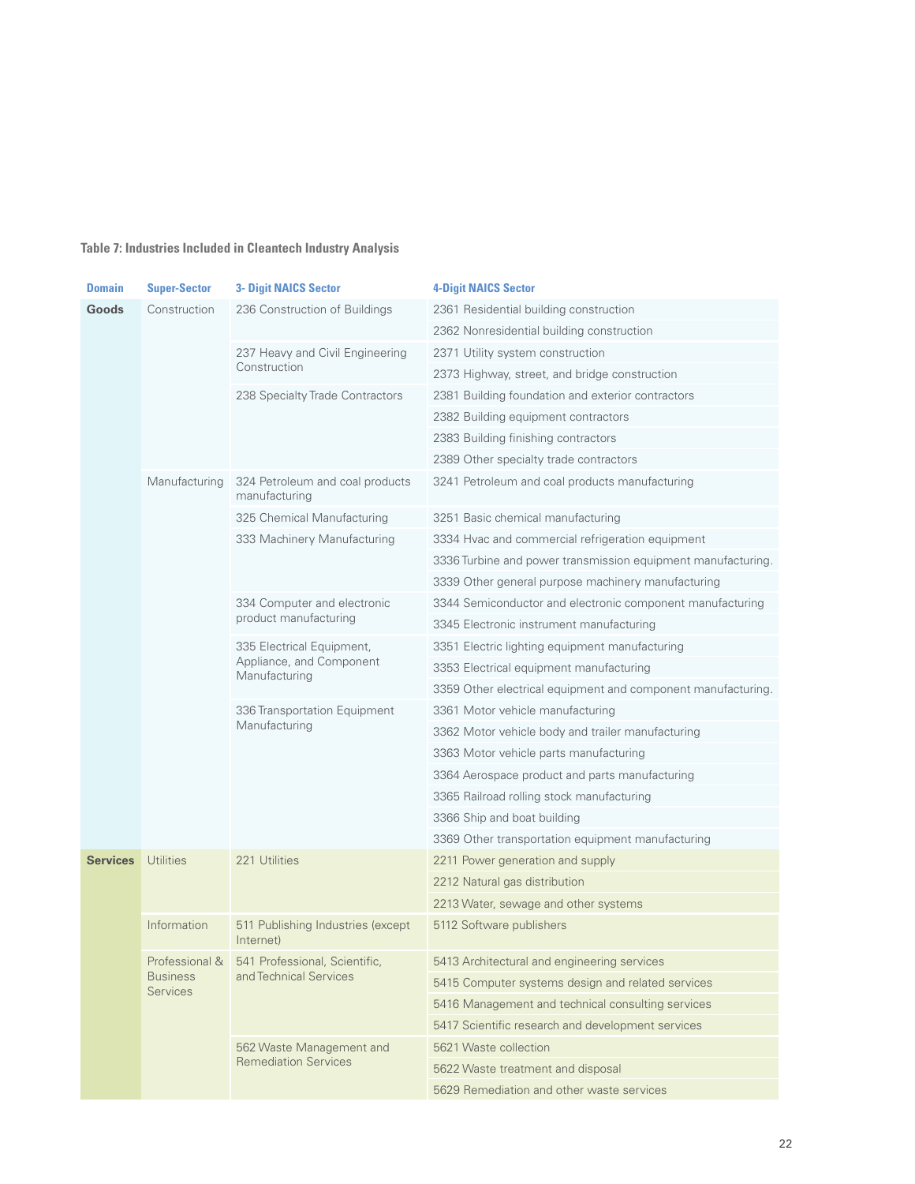**Table 7: Industries Included in Cleantech Industry Analysis**

| Domain | Super-Sector | 3- Digit NAICS Sector | 4-Digit NAICS Sector |
|---|---|---|---|
| **Goods** | Construction | 236 Construction of Buildings | 2361 Residential building construction |
| | | | 2362 Nonresidential building construction |
| | | 237 Heavy and Civil Engineering Construction | 2371 Utility system construction |
| | | | 2373 Highway, street, and bridge construction |
| | | 238 Specialty Trade Contractors | 2381 Building foundation and exterior contractors |
| | | | 2382 Building equipment contractors |
| | | | 2383 Building finishing contractors |
| | | | 2389 Other specialty trade contractors |
| | Manufacturing | 324 Petroleum and coal products manufacturing | 3241 Petroleum and coal products manufacturing |
| | | 325 Chemical Manufacturing | 3251 Basic chemical manufacturing |
| | | 333 Machinery Manufacturing | 3334 Hvac and commercial refrigeration equipment |
| | | | 3336 Turbine and power transmission equipment manufacturing. |
| | | | 3339 Other general purpose machinery manufacturing |
| | | 334 Computer and electronic product manufacturing | 3344 Semiconductor and electronic component manufacturing |
| | | | 3345 Electronic instrument manufacturing |
| | | 335 Electrical Equipment, Appliance, and Component Manufacturing | 3351 Electric lighting equipment manufacturing |
| | | | 3353 Electrical equipment manufacturing |
| | | | 3359 Other electrical equipment and component manufacturing. |
| | | 336 Transportation Equipment Manufacturing | 3361 Motor vehicle manufacturing |
| | | | 3362 Motor vehicle body and trailer manufacturing |
| | | | 3363 Motor vehicle parts manufacturing |
| | | | 3364 Aerospace product and parts manufacturing |
| | | | 3365 Railroad rolling stock manufacturing |
| | | | 3366 Ship and boat building |
| | | | 3369 Other transportation equipment manufacturing |
| **Services** | Utilities | 221 Utilities | 2211 Power generation and supply |
| | | | 2212 Natural gas distribution |
| | | | 2213 Water, sewage and other systems |
| | Information | 511 Publishing Industries (except Internet) | 5112 Software publishers |
| | Professional & Business Services | 541 Professional, Scientific, and Technical Services | 5413 Architectural and engineering services |
| | | | 5415 Computer systems design and related services |
| | | | 5416 Management and technical consulting services |
| | | | 5417 Scientific research and development services |
| | | 562 Waste Management and Remediation Services | 5621 Waste collection |
| | | | 5622 Waste treatment and disposal |
| | | | 5629 Remediation and other waste services |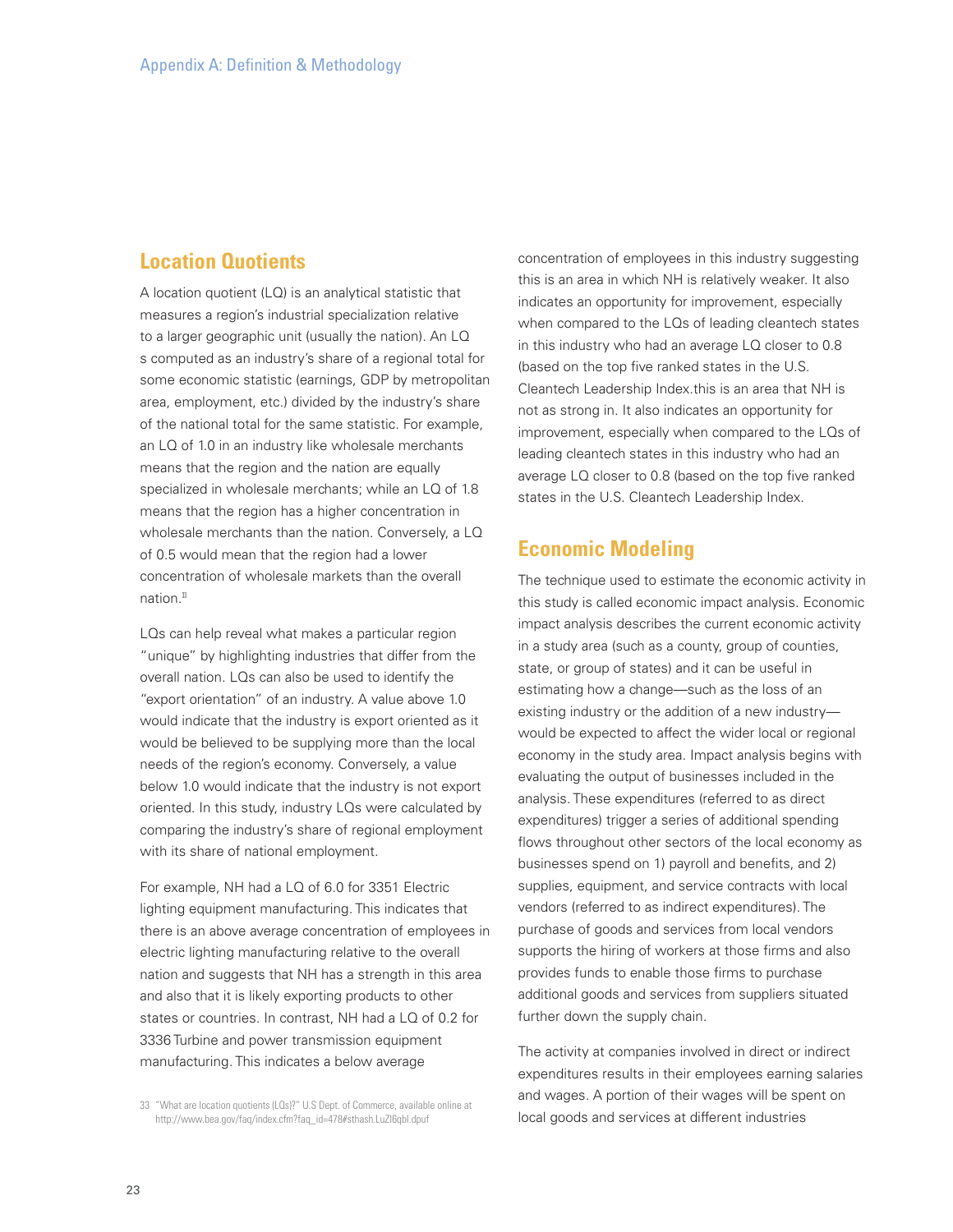## Location Quotients

A location quotient (LQ) is an analytical statistic that measures a region's industrial specialization relative to a larger geographic unit (usually the nation). An LQ s computed as an industry's share of a regional total for some economic statistic (earnings, GDP by metropolitan area, employment, etc.) divided by the industry's share of the national total for the same statistic. For example, an LQ of 1.0 in an industry like wholesale merchants means that the region and the nation are equally specialized in wholesale merchants; while an LQ of 1.8 means that the region has a higher concentration in wholesale merchants than the nation. Conversely, a LQ of 0.5 would mean that the region had a lower concentration of wholesale markets than the overall nation.[33]

LQs can help reveal what makes a particular region "unique" by highlighting industries that differ from the overall nation. LQs can also be used to identify the "export orientation" of an industry. A value above 1.0 would indicate that the industry is export oriented as it would be believed to be supplying more than the local needs of the region's economy. Conversely, a value below 1.0 would indicate that the industry is not export oriented. In this study, industry LQs were calculated by comparing the industry's share of regional employment with its share of national employment.

For example, NH had a LQ of 6.0 for 3351 Electric lighting equipment manufacturing. This indicates that there is an above average concentration of employees in electric lighting manufacturing relative to the overall nation and suggests that NH has a strength in this area and also that it is likely exporting products to other states or countries. In contrast, NH had a LQ of 0.2 for 3336 Turbine and power transmission equipment manufacturing. This indicates a below average concentration of employees in this industry suggesting this is an area in which NH is relatively weaker. It also indicates an opportunity for improvement, especially when compared to the LQs of leading cleantech states in this industry who had an average LQ closer to 0.8 (based on the top five ranked states in the U.S. Cleantech Leadership Index.this is an area that NH is not as strong in. It also indicates an opportunity for improvement, especially when compared to the LQs of leading cleantech states in this industry who had an average LQ closer to 0.8 (based on the top five ranked states in the U.S. Cleantech Leadership Index.

## Economic Modeling

The technique used to estimate the economic activity in this study is called economic impact analysis. Economic impact analysis describes the current economic activity in a study area (such as a county, group of counties, state, or group of states) and it can be useful in estimating how a change—such as the loss of an existing industry or the addition of a new industry—would be expected to affect the wider local or regional economy in the study area. Impact analysis begins with evaluating the output of businesses included in the analysis. These expenditures (referred to as direct expenditures) trigger a series of additional spending flows throughout other sectors of the local economy as businesses spend on 1) payroll and benefits, and 2) supplies, equipment, and service contracts with local vendors (referred to as indirect expenditures). The purchase of goods and services from local vendors supports the hiring of workers at those firms and also provides funds to enable those firms to purchase additional goods and services from suppliers situated further down the supply chain.

The activity at companies involved in direct or indirect expenditures results in their employees earning salaries and wages. A portion of their wages will be spent on local goods and services at different industries

33 "What are location quotients (LQs)?" U.S Dept. of Commerce, available online at http://www.bea.gov/faq/index.cfm?faq_id=478#sthash.LuZI6qbl.dpuf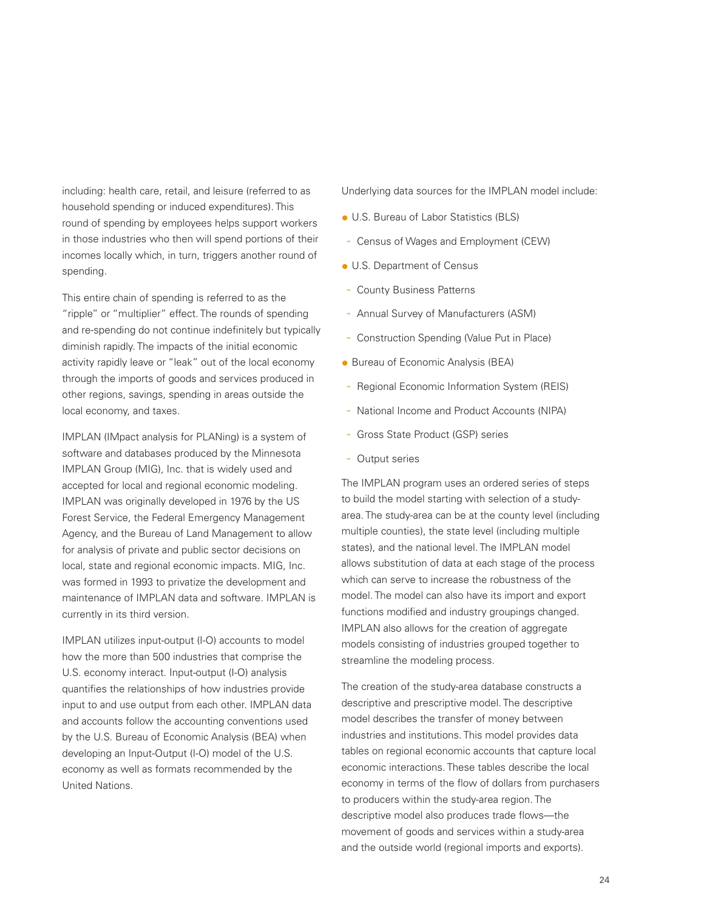including: health care, retail, and leisure (referred to as household spending or induced expenditures). This round of spending by employees helps support workers in those industries who then will spend portions of their incomes locally which, in turn, triggers another round of spending.

This entire chain of spending is referred to as the "ripple" or "multiplier" effect. The rounds of spending and re-spending do not continue indefinitely but typically diminish rapidly. The impacts of the initial economic activity rapidly leave or "leak" out of the local economy through the imports of goods and services produced in other regions, savings, spending in areas outside the local economy, and taxes.

IMPLAN (IMpact analysis for PLANing) is a system of software and databases produced by the Minnesota IMPLAN Group (MIG), Inc. that is widely used and accepted for local and regional economic modeling. IMPLAN was originally developed in 1976 by the US Forest Service, the Federal Emergency Management Agency, and the Bureau of Land Management to allow for analysis of private and public sector decisions on local, state and regional economic impacts. MIG, Inc. was formed in 1993 to privatize the development and maintenance of IMPLAN data and software. IMPLAN is currently in its third version.

IMPLAN utilizes input-output (I-O) accounts to model how the more than 500 industries that comprise the U.S. economy interact. Input-output (I-O) analysis quantifies the relationships of how industries provide input to and use output from each other. IMPLAN data and accounts follow the accounting conventions used by the U.S. Bureau of Economic Analysis (BEA) when developing an Input-Output (I-O) model of the U.S. economy as well as formats recommended by the United Nations.

Underlying data sources for the IMPLAN model include:

- U.S. Bureau of Labor Statistics (BLS)
  - Census of Wages and Employment (CEW)
- U.S. Department of Census
  - County Business Patterns
  - Annual Survey of Manufacturers (ASM)
  - Construction Spending (Value Put in Place)
- Bureau of Economic Analysis (BEA)
  - Regional Economic Information System (REIS)
  - National Income and Product Accounts (NIPA)
  - Gross State Product (GSP) series
  - Output series

The IMPLAN program uses an ordered series of steps to build the model starting with selection of a study-area. The study-area can be at the county level (including multiple counties), the state level (including multiple states), and the national level. The IMPLAN model allows substitution of data at each stage of the process which can serve to increase the robustness of the model. The model can also have its import and export functions modified and industry groupings changed. IMPLAN also allows for the creation of aggregate models consisting of industries grouped together to streamline the modeling process.

The creation of the study-area database constructs a descriptive and prescriptive model. The descriptive model describes the transfer of money between industries and institutions. This model provides data tables on regional economic accounts that capture local economic interactions. These tables describe the local economy in terms of the flow of dollars from purchasers to producers within the study-area region. The descriptive model also produces trade flows—the movement of goods and services within a study-area and the outside world (regional imports and exports).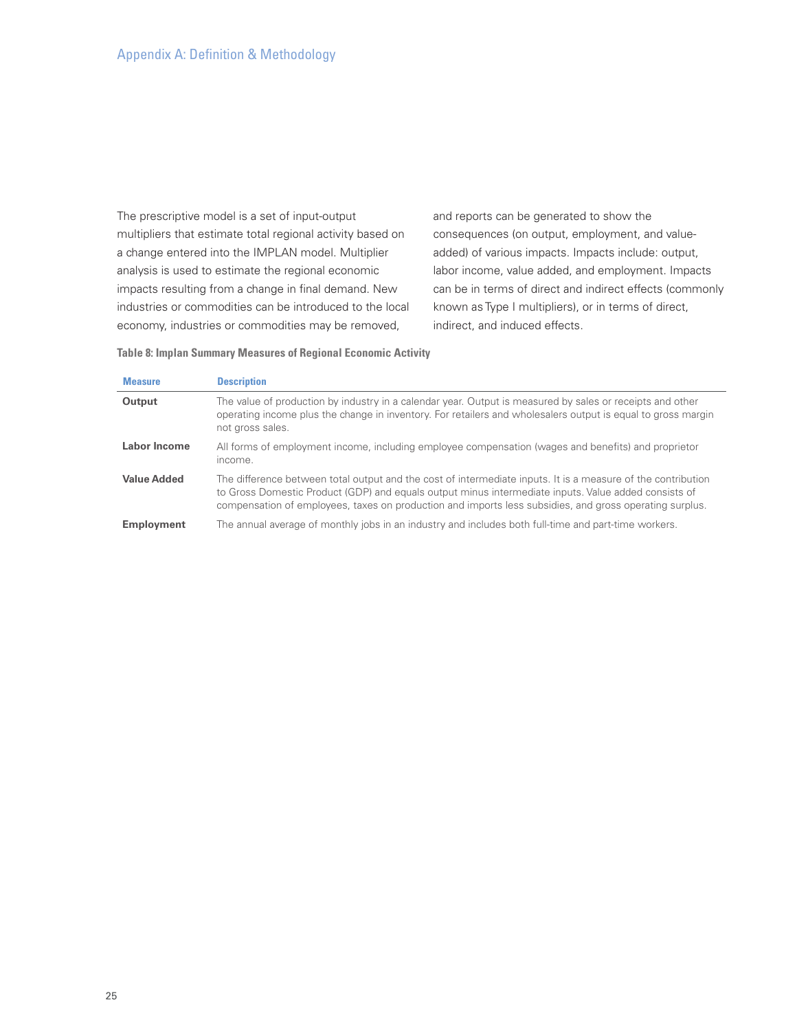The prescriptive model is a set of input-output multipliers that estimate total regional activity based on a change entered into the IMPLAN model. Multiplier analysis is used to estimate the regional economic impacts resulting from a change in final demand. New industries or commodities can be introduced to the local economy, industries or commodities may be removed, and reports can be generated to show the consequences (on output, employment, and value-added) of various impacts. Impacts include: output, labor income, value added, and employment. Impacts can be in terms of direct and indirect effects (commonly known as Type I multipliers), or in terms of direct, indirect, and induced effects.

**Table 8: Implan Summary Measures of Regional Economic Activity**

| Measure | Description |
|---|---|
| **Output** | The value of production by industry in a calendar year. Output is measured by sales or receipts and other operating income plus the change in inventory. For retailers and wholesalers output is equal to gross margin not gross sales. |
| **Labor Income** | All forms of employment income, including employee compensation (wages and benefits) and proprietor income. |
| **Value Added** | The difference between total output and the cost of intermediate inputs. It is a measure of the contribution to Gross Domestic Product (GDP) and equals output minus intermediate inputs. Value added consists of compensation of employees, taxes on production and imports less subsidies, and gross operating surplus. |
| **Employment** | The annual average of monthly jobs in an industry and includes both full-time and part-time workers. |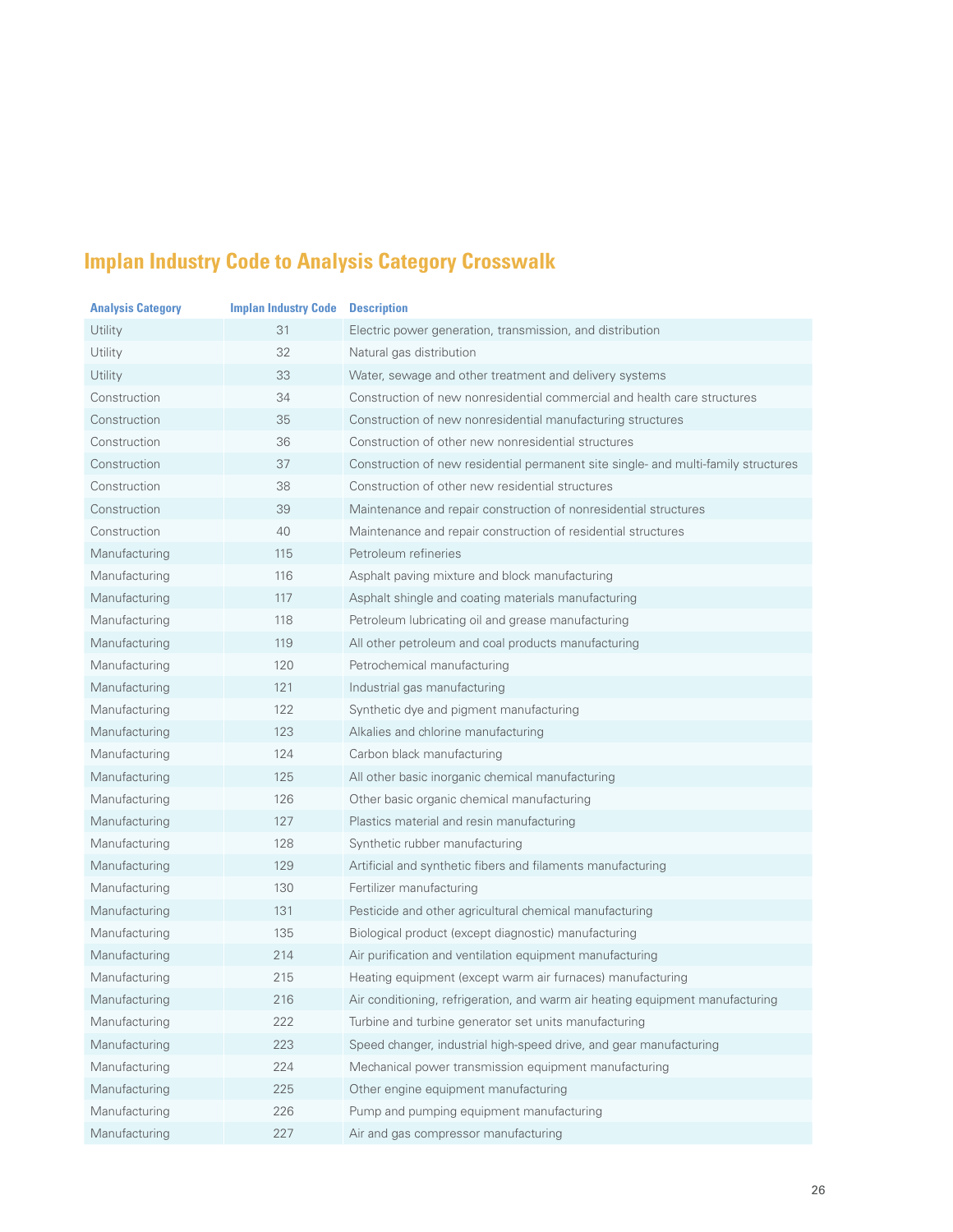## Implan Industry Code to Analysis Category Crosswalk

| Analysis Category | Implan Industry Code | Description |
|---|---|---|
| Utility | 31 | Electric power generation, transmission, and distribution |
| Utility | 32 | Natural gas distribution |
| Utility | 33 | Water, sewage and other treatment and delivery systems |
| Construction | 34 | Construction of new nonresidential commercial and health care structures |
| Construction | 35 | Construction of new nonresidential manufacturing structures |
| Construction | 36 | Construction of other new nonresidential structures |
| Construction | 37 | Construction of new residential permanent site single- and multi-family structures |
| Construction | 38 | Construction of other new residential structures |
| Construction | 39 | Maintenance and repair construction of nonresidential structures |
| Construction | 40 | Maintenance and repair construction of residential structures |
| Manufacturing | 115 | Petroleum refineries |
| Manufacturing | 116 | Asphalt paving mixture and block manufacturing |
| Manufacturing | 117 | Asphalt shingle and coating materials manufacturing |
| Manufacturing | 118 | Petroleum lubricating oil and grease manufacturing |
| Manufacturing | 119 | All other petroleum and coal products manufacturing |
| Manufacturing | 120 | Petrochemical manufacturing |
| Manufacturing | 121 | Industrial gas manufacturing |
| Manufacturing | 122 | Synthetic dye and pigment manufacturing |
| Manufacturing | 123 | Alkalies and chlorine manufacturing |
| Manufacturing | 124 | Carbon black manufacturing |
| Manufacturing | 125 | All other basic inorganic chemical manufacturing |
| Manufacturing | 126 | Other basic organic chemical manufacturing |
| Manufacturing | 127 | Plastics material and resin manufacturing |
| Manufacturing | 128 | Synthetic rubber manufacturing |
| Manufacturing | 129 | Artificial and synthetic fibers and filaments manufacturing |
| Manufacturing | 130 | Fertilizer manufacturing |
| Manufacturing | 131 | Pesticide and other agricultural chemical manufacturing |
| Manufacturing | 135 | Biological product (except diagnostic) manufacturing |
| Manufacturing | 214 | Air purification and ventilation equipment manufacturing |
| Manufacturing | 215 | Heating equipment (except warm air furnaces) manufacturing |
| Manufacturing | 216 | Air conditioning, refrigeration, and warm air heating equipment manufacturing |
| Manufacturing | 222 | Turbine and turbine generator set units manufacturing |
| Manufacturing | 223 | Speed changer, industrial high-speed drive, and gear manufacturing |
| Manufacturing | 224 | Mechanical power transmission equipment manufacturing |
| Manufacturing | 225 | Other engine equipment manufacturing |
| Manufacturing | 226 | Pump and pumping equipment manufacturing |
| Manufacturing | 227 | Air and gas compressor manufacturing |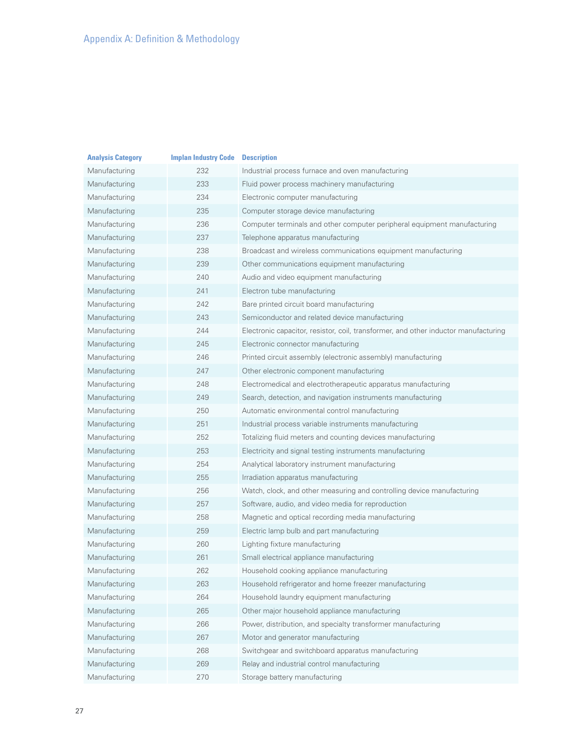## Appendix A: Definition & Methodology

| Analysis Category | Implan Industry Code | Description |
|---|---|---|
| Manufacturing | 232 | Industrial process furnace and oven manufacturing |
| Manufacturing | 233 | Fluid power process machinery manufacturing |
| Manufacturing | 234 | Electronic computer manufacturing |
| Manufacturing | 235 | Computer storage device manufacturing |
| Manufacturing | 236 | Computer terminals and other computer peripheral equipment manufacturing |
| Manufacturing | 237 | Telephone apparatus manufacturing |
| Manufacturing | 238 | Broadcast and wireless communications equipment manufacturing |
| Manufacturing | 239 | Other communications equipment manufacturing |
| Manufacturing | 240 | Audio and video equipment manufacturing |
| Manufacturing | 241 | Electron tube manufacturing |
| Manufacturing | 242 | Bare printed circuit board manufacturing |
| Manufacturing | 243 | Semiconductor and related device manufacturing |
| Manufacturing | 244 | Electronic capacitor, resistor, coil, transformer, and other inductor manufacturing |
| Manufacturing | 245 | Electronic connector manufacturing |
| Manufacturing | 246 | Printed circuit assembly (electronic assembly) manufacturing |
| Manufacturing | 247 | Other electronic component manufacturing |
| Manufacturing | 248 | Electromedical and electrotherapeutic apparatus manufacturing |
| Manufacturing | 249 | Search, detection, and navigation instruments manufacturing |
| Manufacturing | 250 | Automatic environmental control manufacturing |
| Manufacturing | 251 | Industrial process variable instruments manufacturing |
| Manufacturing | 252 | Totalizing fluid meters and counting devices manufacturing |
| Manufacturing | 253 | Electricity and signal testing instruments manufacturing |
| Manufacturing | 254 | Analytical laboratory instrument manufacturing |
| Manufacturing | 255 | Irradiation apparatus manufacturing |
| Manufacturing | 256 | Watch, clock, and other measuring and controlling device manufacturing |
| Manufacturing | 257 | Software, audio, and video media for reproduction |
| Manufacturing | 258 | Magnetic and optical recording media manufacturing |
| Manufacturing | 259 | Electric lamp bulb and part manufacturing |
| Manufacturing | 260 | Lighting fixture manufacturing |
| Manufacturing | 261 | Small electrical appliance manufacturing |
| Manufacturing | 262 | Household cooking appliance manufacturing |
| Manufacturing | 263 | Household refrigerator and home freezer manufacturing |
| Manufacturing | 264 | Household laundry equipment manufacturing |
| Manufacturing | 265 | Other major household appliance manufacturing |
| Manufacturing | 266 | Power, distribution, and specialty transformer manufacturing |
| Manufacturing | 267 | Motor and generator manufacturing |
| Manufacturing | 268 | Switchgear and switchboard apparatus manufacturing |
| Manufacturing | 269 | Relay and industrial control manufacturing |
| Manufacturing | 270 | Storage battery manufacturing |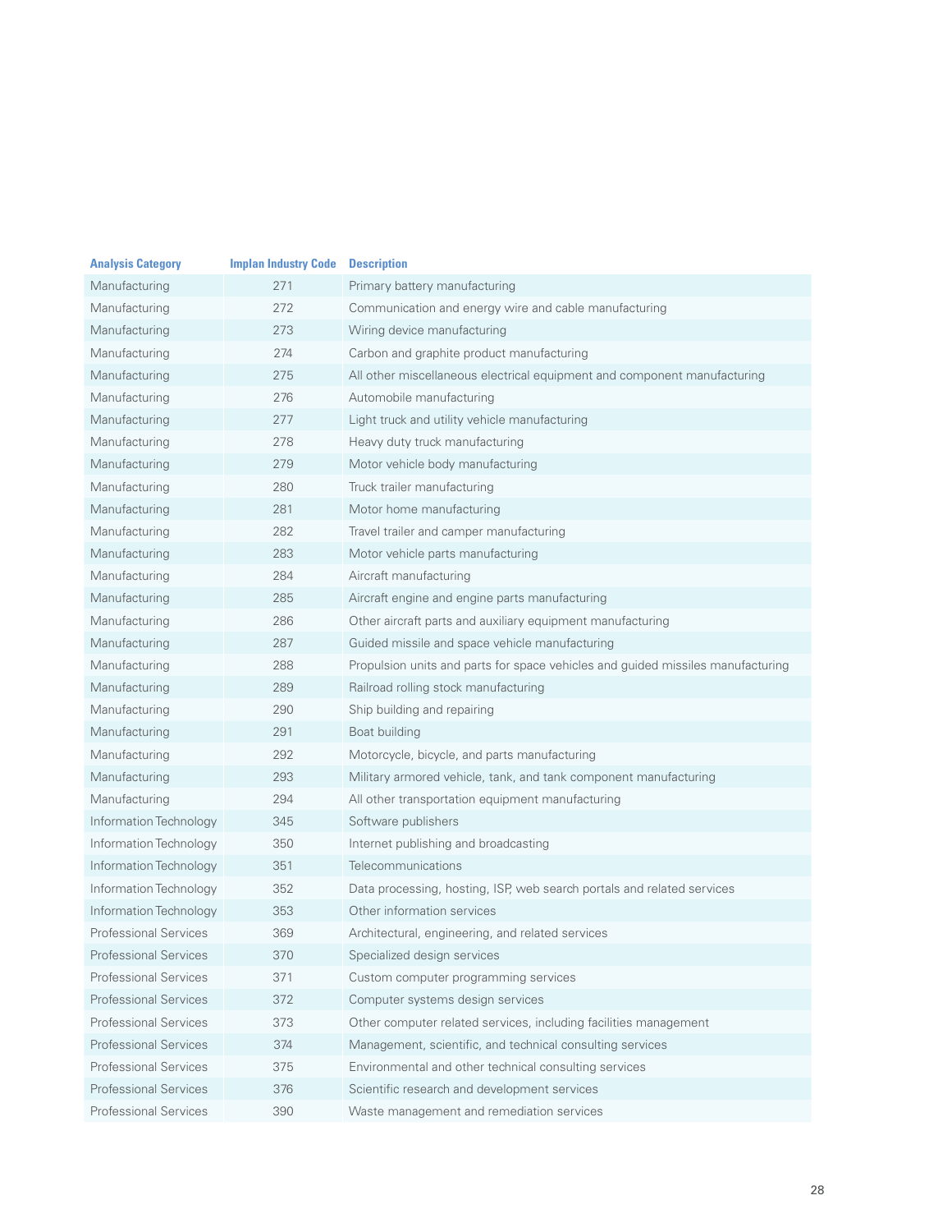| Analysis Category | Implan Industry Code | Description |
|---|---|---|
| Manufacturing | 271 | Primary battery manufacturing |
| Manufacturing | 272 | Communication and energy wire and cable manufacturing |
| Manufacturing | 273 | Wiring device manufacturing |
| Manufacturing | 274 | Carbon and graphite product manufacturing |
| Manufacturing | 275 | All other miscellaneous electrical equipment and component manufacturing |
| Manufacturing | 276 | Automobile manufacturing |
| Manufacturing | 277 | Light truck and utility vehicle manufacturing |
| Manufacturing | 278 | Heavy duty truck manufacturing |
| Manufacturing | 279 | Motor vehicle body manufacturing |
| Manufacturing | 280 | Truck trailer manufacturing |
| Manufacturing | 281 | Motor home manufacturing |
| Manufacturing | 282 | Travel trailer and camper manufacturing |
| Manufacturing | 283 | Motor vehicle parts manufacturing |
| Manufacturing | 284 | Aircraft manufacturing |
| Manufacturing | 285 | Aircraft engine and engine parts manufacturing |
| Manufacturing | 286 | Other aircraft parts and auxiliary equipment manufacturing |
| Manufacturing | 287 | Guided missile and space vehicle manufacturing |
| Manufacturing | 288 | Propulsion units and parts for space vehicles and guided missiles manufacturing |
| Manufacturing | 289 | Railroad rolling stock manufacturing |
| Manufacturing | 290 | Ship building and repairing |
| Manufacturing | 291 | Boat building |
| Manufacturing | 292 | Motorcycle, bicycle, and parts manufacturing |
| Manufacturing | 293 | Military armored vehicle, tank, and tank component manufacturing |
| Manufacturing | 294 | All other transportation equipment manufacturing |
| Information Technology | 345 | Software publishers |
| Information Technology | 350 | Internet publishing and broadcasting |
| Information Technology | 351 | Telecommunications |
| Information Technology | 352 | Data processing, hosting, ISP, web search portals and related services |
| Information Technology | 353 | Other information services |
| Professional Services | 369 | Architectural, engineering, and related services |
| Professional Services | 370 | Specialized design services |
| Professional Services | 371 | Custom computer programming services |
| Professional Services | 372 | Computer systems design services |
| Professional Services | 373 | Other computer related services, including facilities management |
| Professional Services | 374 | Management, scientific, and technical consulting services |
| Professional Services | 375 | Environmental and other technical consulting services |
| Professional Services | 376 | Scientific research and development services |
| Professional Services | 390 | Waste management and remediation services |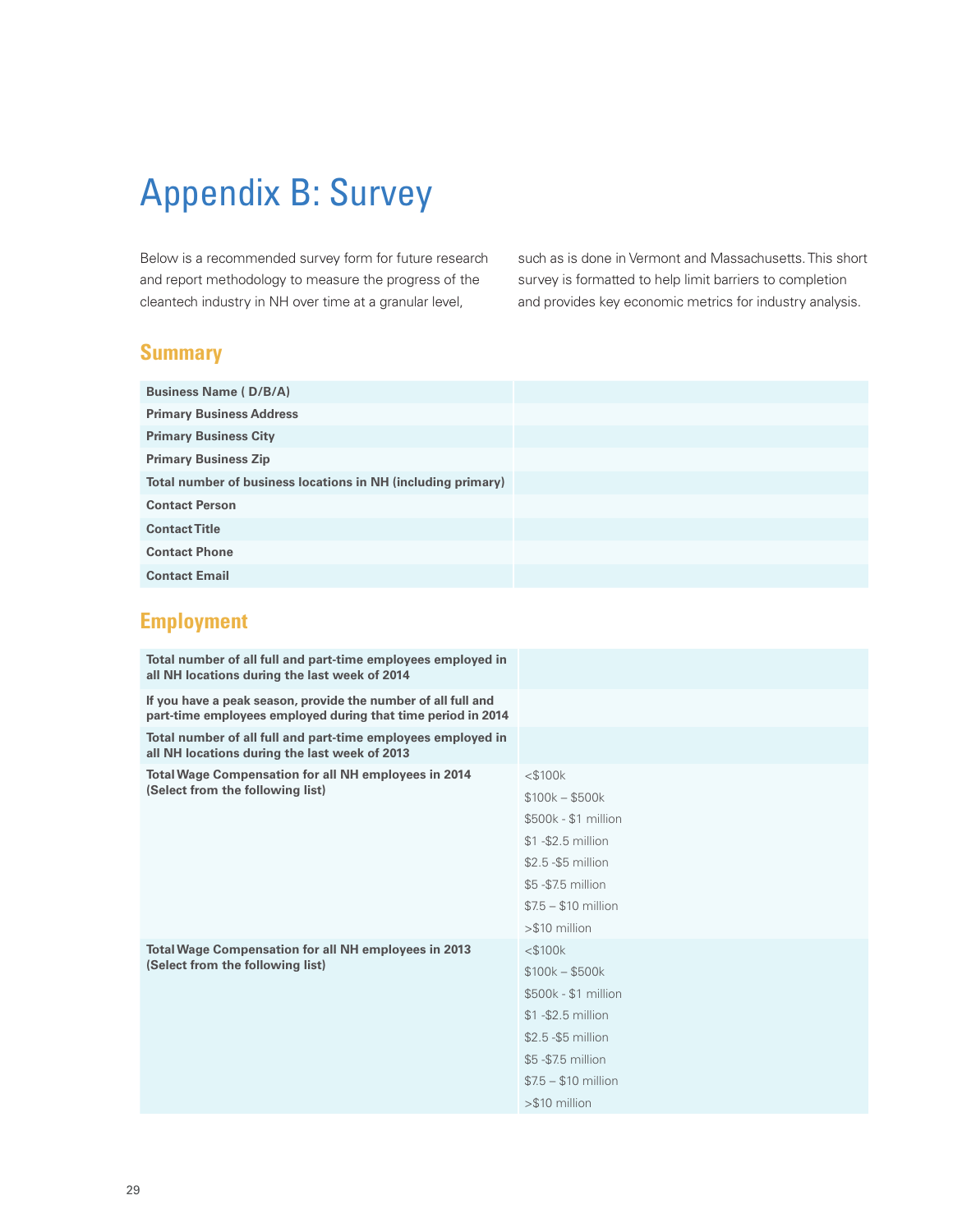# Appendix B: Survey

Below is a recommended survey form for future research and report methodology to measure the progress of the cleantech industry in NH over time at a granular level, such as is done in Vermont and Massachusetts. This short survey is formatted to help limit barriers to completion and provides key economic metrics for industry analysis.

## Summary

| | |
|---|---|
| **Business Name ( D/B/A)** | |
| **Primary Business Address** | |
| **Primary Business City** | |
| **Primary Business Zip** | |
| **Total number of business locations in NH (including primary)** | |
| **Contact Person** | |
| **Contact Title** | |
| **Contact Phone** | |
| **Contact Email** | |

## Employment

| | |
|---|---|
| **Total number of all full and part-time employees employed in all NH locations during the last week of 2014** | |
| **If you have a peak season, provide the number of all full and part-time employees employed during that time period in 2014** | |
| **Total number of all full and part-time employees employed in all NH locations during the last week of 2013** | |
| **Total Wage Compensation for all NH employees in 2014 (Select from the following list)** | <$100k<br>$100k – $500k<br>$500k - $1 million<br>$1 -$2.5 million<br>$2.5 -$5 million<br>$5 -$7.5 million<br>$7.5 – $10 million<br>>$10 million |
| **Total Wage Compensation for all NH employees in 2013 (Select from the following list)** | <$100k<br>$100k – $500k<br>$500k - $1 million<br>$1 -$2.5 million<br>$2.5 -$5 million<br>$5 -$7.5 million<br>$7.5 – $10 million<br>>$10 million |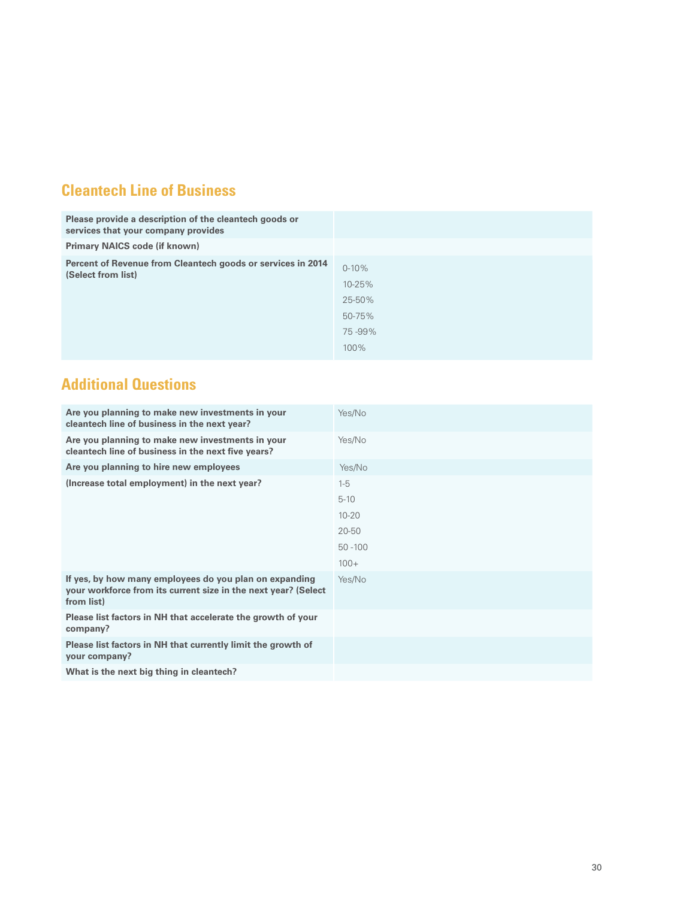## Cleantech Line of Business

| | |
|---|---|
| **Please provide a description of the cleantech goods or services that your company provides** | |
| **Primary NAICS code (if known)** | |
| **Percent of Revenue from Cleantech goods or services in 2014 (Select from list)** | 0-10%<br>10-25%<br>25-50%<br>50-75%<br>75 -99%<br>100% |

## Additional Questions

| | |
|---|---|
| **Are you planning to make new investments in your cleantech line of business in the next year?** | Yes/No |
| **Are you planning to make new investments in your cleantech line of business in the next five years?** | Yes/No |
| **Are you planning to hire new employees** | Yes/No |
| **(Increase total employment) in the next year?** | 1-5<br>5-10<br>10-20<br>20-50<br>50 -100<br>100+ |
| **If yes, by how many employees do you plan on expanding your workforce from its current size in the next year? (Select from list)** | Yes/No |
| **Please list factors in NH that accelerate the growth of your company?** | |
| **Please list factors in NH that currently limit the growth of your company?** | |
| **What is the next big thing in cleantech?** | |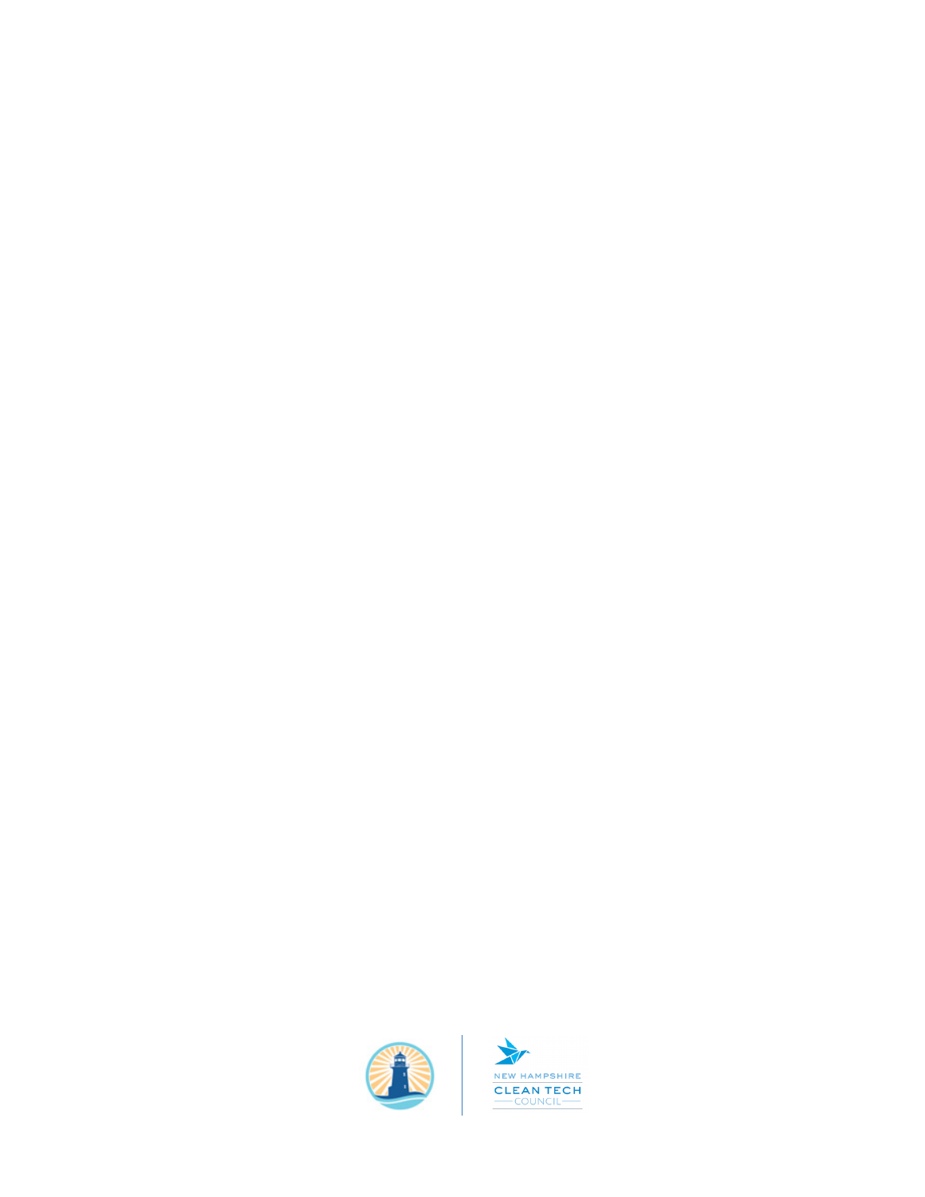NEW HAMPSHIRE

CLEAN TECH

COUNCIL